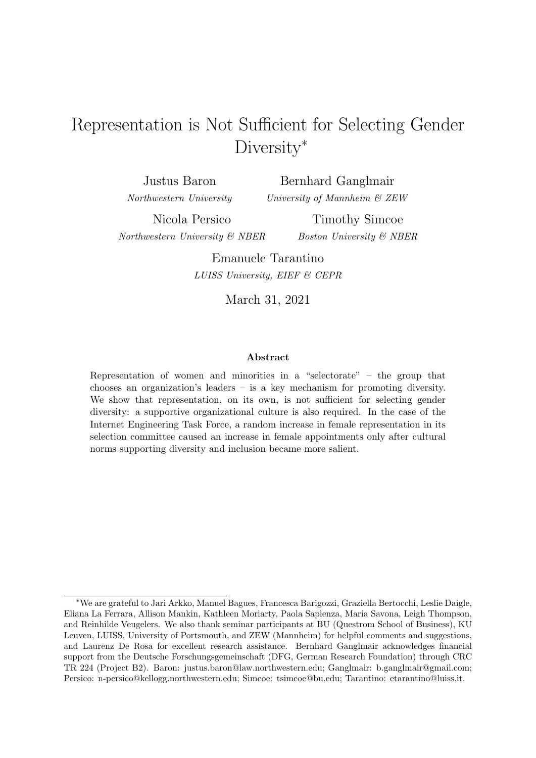# Representation is Not Sufficient for Selecting Gender Diversity*

Justus Baron
*Northwestern University*

Bernhard Ganglmair
*University of Mannheim & ZEW*

Nicola Persico
*Northwestern University & NBER*

Timothy Simcoe
*Boston University & NBER*

Emanuele Tarantino
*LUISS University, EIEF & CEPR*

March 31, 2021

**Abstract**

Representation of women and minorities in a "selectorate" – the group that chooses an organization's leaders – is a key mechanism for promoting diversity. We show that representation, on its own, is not sufficient for selecting gender diversity: a supportive organizational culture is also required. In the case of the Internet Engineering Task Force, a random increase in female representation in its selection committee caused an increase in female appointments only after cultural norms supporting diversity and inclusion became more salient.

---

*We are grateful to Jari Arkko, Manuel Bagues, Francesca Barigozzi, Graziella Bertocchi, Leslie Daigle, Eliana La Ferrara, Allison Mankin, Kathleen Moriarty, Paola Sapienza, Maria Savona, Leigh Thompson, and Reinhilde Veugelers. We also thank seminar participants at BU (Questrom School of Business), KU Leuven, LUISS, University of Portsmouth, and ZEW (Mannheim) for helpful comments and suggestions, and Laurenz De Rosa for excellent research assistance. Bernhard Ganglmair acknowledges financial support from the Deutsche Forschungsgemeinschaft (DFG, German Research Foundation) through CRC TR 224 (Project B2). Baron: justus.baron@law.northwestern.edu; Ganglmair: b.ganglmair@gmail.com; Persico: n-persico@kellogg.northwestern.edu; Simcoe: tsimcoe@bu.edu; Tarantino: etarantino@luiss.it.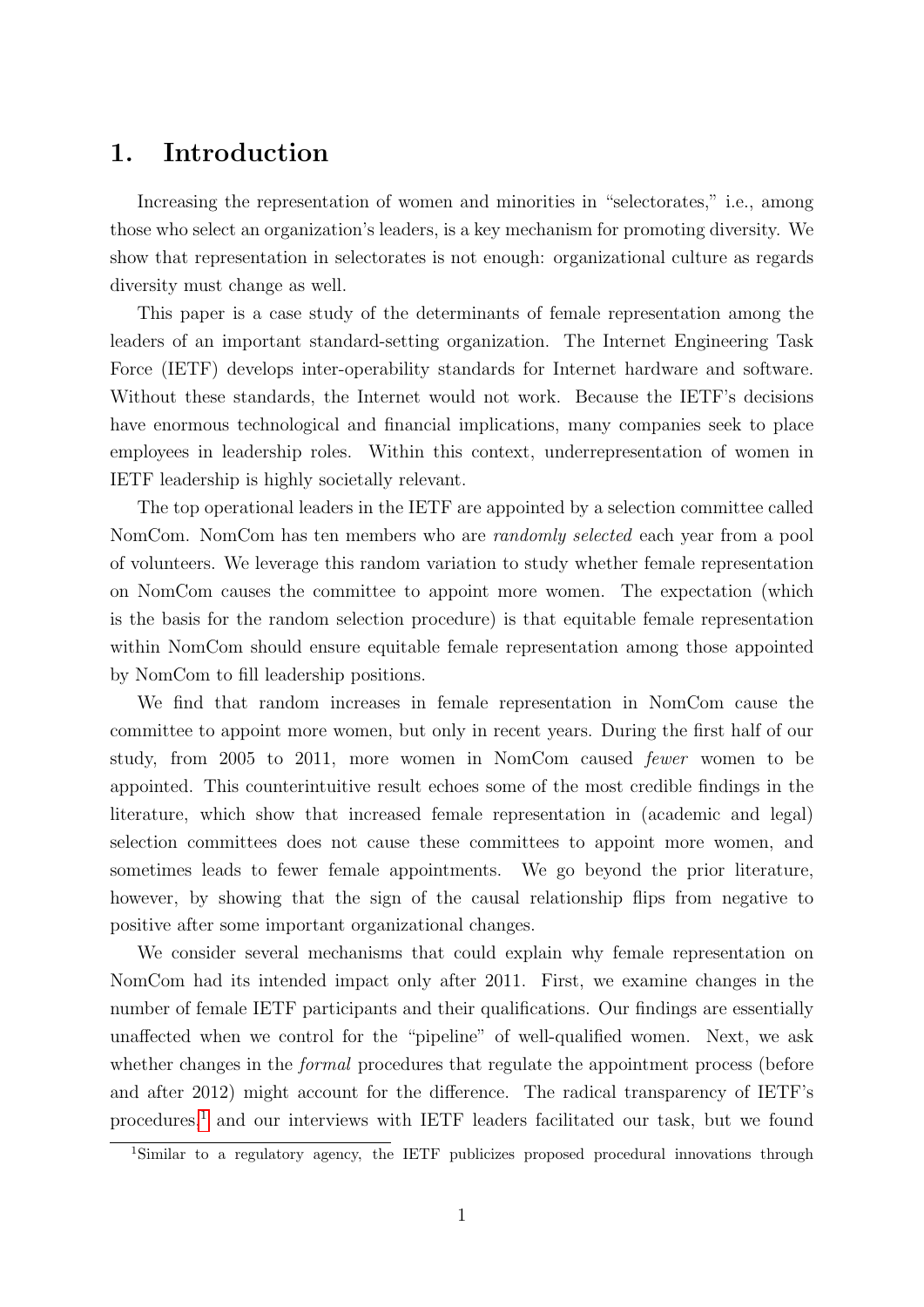# 1. Introduction

Increasing the representation of women and minorities in "selectorates," i.e., among those who select an organization's leaders, is a key mechanism for promoting diversity. We show that representation in selectorates is not enough: organizational culture as regards diversity must change as well.

This paper is a case study of the determinants of female representation among the leaders of an important standard-setting organization. The Internet Engineering Task Force (IETF) develops inter-operability standards for Internet hardware and software. Without these standards, the Internet would not work. Because the IETF's decisions have enormous technological and financial implications, many companies seek to place employees in leadership roles. Within this context, underrepresentation of women in IETF leadership is highly societally relevant.

The top operational leaders in the IETF are appointed by a selection committee called NomCom. NomCom has ten members who are *randomly selected* each year from a pool of volunteers. We leverage this random variation to study whether female representation on NomCom causes the committee to appoint more women. The expectation (which is the basis for the random selection procedure) is that equitable female representation within NomCom should ensure equitable female representation among those appointed by NomCom to fill leadership positions.

We find that random increases in female representation in NomCom cause the committee to appoint more women, but only in recent years. During the first half of our study, from 2005 to 2011, more women in NomCom caused *fewer* women to be appointed. This counterintuitive result echoes some of the most credible findings in the literature, which show that increased female representation in (academic and legal) selection committees does not cause these committees to appoint more women, and sometimes leads to fewer female appointments. We go beyond the prior literature, however, by showing that the sign of the causal relationship flips from negative to positive after some important organizational changes.

We consider several mechanisms that could explain why female representation on NomCom had its intended impact only after 2011. First, we examine changes in the number of female IETF participants and their qualifications. Our findings are essentially unaffected when we control for the "pipeline" of well-qualified women. Next, we ask whether changes in the *formal* procedures that regulate the appointment process (before and after 2012) might account for the difference. The radical transparency of IETF's procedures,[1] and our interviews with IETF leaders facilitated our task, but we found

[1] Similar to a regulatory agency, the IETF publicizes proposed procedural innovations through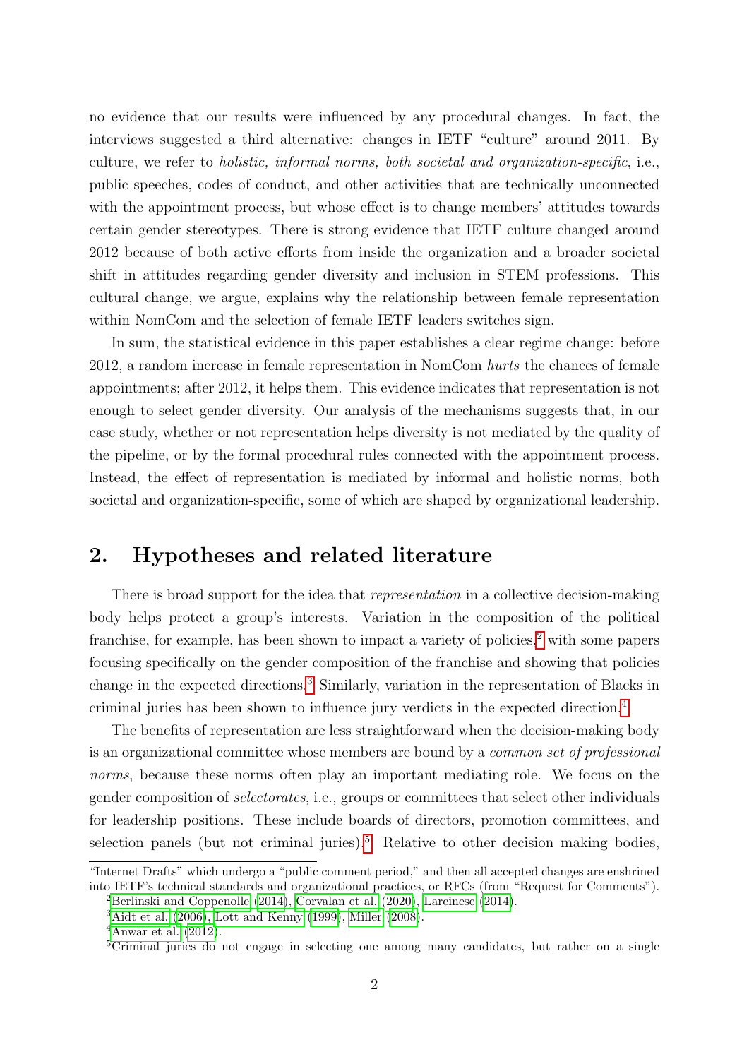no evidence that our results were influenced by any procedural changes. In fact, the interviews suggested a third alternative: changes in IETF "culture" around 2011. By culture, we refer to *holistic, informal norms, both societal and organization-specific*, i.e., public speeches, codes of conduct, and other activities that are technically unconnected with the appointment process, but whose effect is to change members' attitudes towards certain gender stereotypes. There is strong evidence that IETF culture changed around 2012 because of both active efforts from inside the organization and a broader societal shift in attitudes regarding gender diversity and inclusion in STEM professions. This cultural change, we argue, explains why the relationship between female representation within NomCom and the selection of female IETF leaders switches sign.

In sum, the statistical evidence in this paper establishes a clear regime change: before 2012, a random increase in female representation in NomCom *hurts* the chances of female appointments; after 2012, it helps them. This evidence indicates that representation is not enough to select gender diversity. Our analysis of the mechanisms suggests that, in our case study, whether or not representation helps diversity is not mediated by the quality of the pipeline, or by the formal procedural rules connected with the appointment process. Instead, the effect of representation is mediated by informal and holistic norms, both societal and organization-specific, some of which are shaped by organizational leadership.

## 2. Hypotheses and related literature

There is broad support for the idea that *representation* in a collective decision-making body helps protect a group's interests. Variation in the composition of the political franchise, for example, has been shown to impact a variety of policies,[2] with some papers focusing specifically on the gender composition of the franchise and showing that policies change in the expected directions.[3] Similarly, variation in the representation of Blacks in criminal juries has been shown to influence jury verdicts in the expected direction.[4]

The benefits of representation are less straightforward when the decision-making body is an organizational committee whose members are bound by a *common set of professional norms*, because these norms often play an important mediating role. We focus on the gender composition of *selectorates*, i.e., groups or committees that select other individuals for leadership positions. These include boards of directors, promotion committees, and selection panels (but not criminal juries).[5] Relative to other decision making bodies,

"Internet Drafts" which undergo a "public comment period," and then all accepted changes are enshrined into IETF's technical standards and organizational practices, or RFCs (from "Request for Comments").

[2] Berlinski and Coppenolle (2014), Corvalan et al. (2020), Larcinese (2014).

[3] Aidt et al. (2006), Lott and Kenny (1999), Miller (2008).

[4] Anwar et al. (2012).

[5] Criminal juries do not engage in selecting one among many candidates, but rather on a single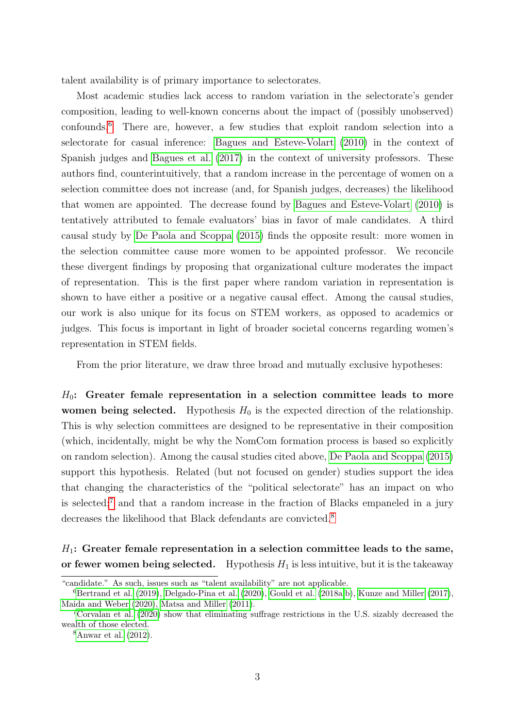talent availability is of primary importance to selectorates.

Most academic studies lack access to random variation in the selectorate's gender composition, leading to well-known concerns about the impact of (possibly unobserved) confounds.[6] There are, however, a few studies that exploit random selection into a selectorate for casual inference: Bagues and Esteve-Volart (2010) in the context of Spanish judges and Bagues et al. (2017) in the context of university professors. These authors find, counterintuitively, that a random increase in the percentage of women on a selection committee does not increase (and, for Spanish judges, decreases) the likelihood that women are appointed. The decrease found by Bagues and Esteve-Volart (2010) is tentatively attributed to female evaluators' bias in favor of male candidates. A third causal study by De Paola and Scoppa (2015) finds the opposite result: more women in the selection committee cause more women to be appointed professor. We reconcile these divergent findings by proposing that organizational culture moderates the impact of representation. This is the first paper where random variation in representation is shown to have either a positive or a negative causal effect. Among the causal studies, our work is also unique for its focus on STEM workers, as opposed to academics or judges. This focus is important in light of broader societal concerns regarding women's representation in STEM fields.

From the prior literature, we draw three broad and mutually exclusive hypotheses:

**$H_0$: Greater female representation in a selection committee leads to more women being selected.** Hypothesis $H_0$ is the expected direction of the relationship. This is why selection committees are designed to be representative in their composition (which, incidentally, might be why the NomCom formation process is based so explicitly on random selection). Among the causal studies cited above, De Paola and Scoppa (2015) support this hypothesis. Related (but not focused on gender) studies support the idea that changing the characteristics of the "political selectorate" has an impact on who is selected;[7] and that a random increase in the fraction of Blacks empaneled in a jury decreases the likelihood that Black defendants are convicted.[8]

**$H_1$: Greater female representation in a selection committee leads to the same, or fewer women being selected.** Hypothesis $H_1$ is less intuitive, but it is the takeaway

"candidate." As such, issues such as "talent availability" are not applicable.

[6] Bertrand et al. (2019), Delgado-Pina et al. (2020), Gould et al. (2018a,b), Kunze and Miller (2017), Maida and Weber (2020), Matsa and Miller (2011).

[7] Corvalan et al. (2020) show that eliminating suffrage restrictions in the U.S. sizably decreased the wealth of those elected.

[8] Anwar et al. (2012).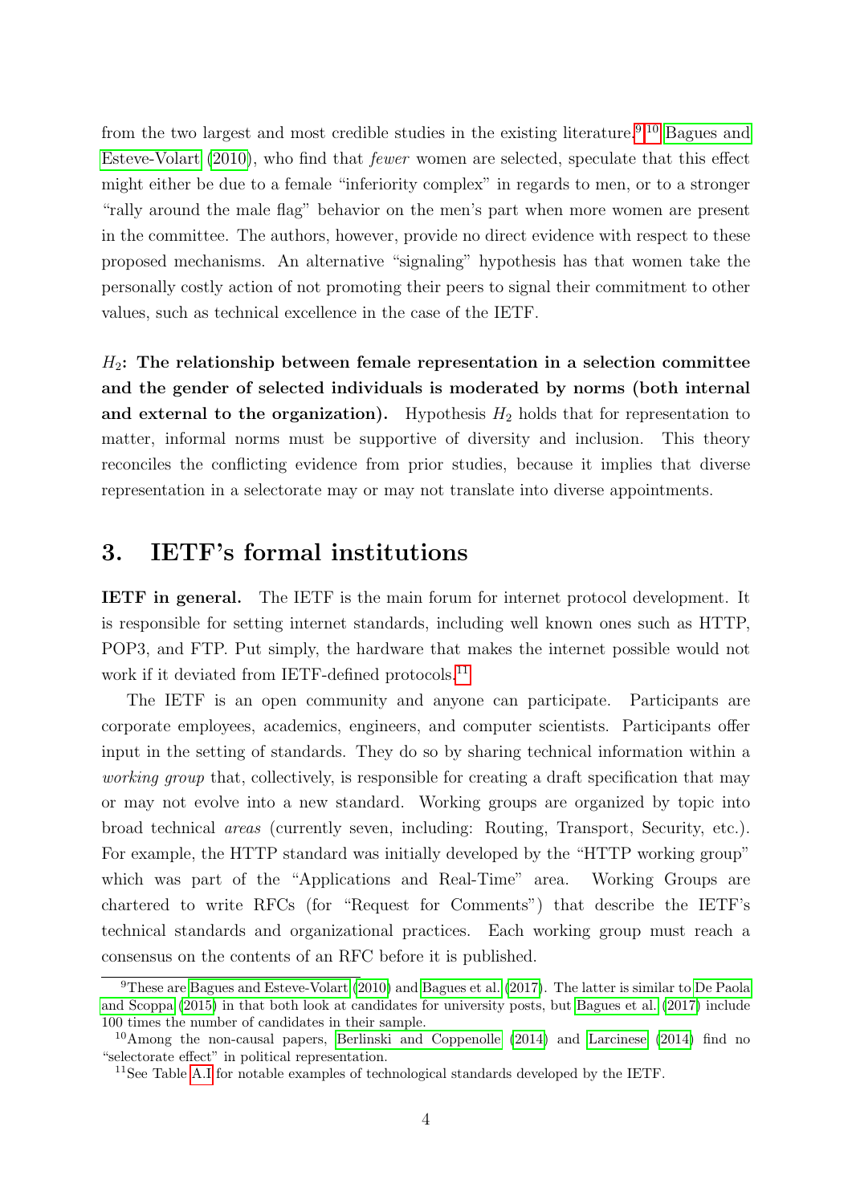from the two largest and most credible studies in the existing literature.[9][10] Bagues and Esteve-Volart (2010), who find that *fewer* women are selected, speculate that this effect might either be due to a female "inferiority complex" in regards to men, or to a stronger "rally around the male flag" behavior on the men's part when more women are present in the committee. The authors, however, provide no direct evidence with respect to these proposed mechanisms. An alternative "signaling" hypothesis has that women take the personally costly action of not promoting their peers to signal their commitment to other values, such as technical excellence in the case of the IETF.

$H_2$**: The relationship between female representation in a selection committee and the gender of selected individuals is moderated by norms (both internal and external to the organization).** Hypothesis $H_2$ holds that for representation to matter, informal norms must be supportive of diversity and inclusion. This theory reconciles the conflicting evidence from prior studies, because it implies that diverse representation in a selectorate may or may not translate into diverse appointments.

## 3. IETF's formal institutions

**IETF in general.** The IETF is the main forum for internet protocol development. It is responsible for setting internet standards, including well known ones such as HTTP, POP3, and FTP. Put simply, the hardware that makes the internet possible would not work if it deviated from IETF-defined protocols.[11]

The IETF is an open community and anyone can participate. Participants are corporate employees, academics, engineers, and computer scientists. Participants offer input in the setting of standards. They do so by sharing technical information within a *working group* that, collectively, is responsible for creating a draft specification that may or may not evolve into a new standard. Working groups are organized by topic into broad technical *areas* (currently seven, including: Routing, Transport, Security, etc.). For example, the HTTP standard was initially developed by the "HTTP working group" which was part of the "Applications and Real-Time" area. Working Groups are chartered to write RFCs (for "Request for Comments") that describe the IETF's technical standards and organizational practices. Each working group must reach a consensus on the contents of an RFC before it is published.

[9] These are Bagues and Esteve-Volart (2010) and Bagues et al. (2017). The latter is similar to De Paola and Scoppa (2015) in that both look at candidates for university posts, but Bagues et al. (2017) include 100 times the number of candidates in their sample.

[10] Among the non-causal papers, Berlinski and Coppenolle (2014) and Larcinese (2014) find no "selectorate effect" in political representation.

[11] See Table A.I for notable examples of technological standards developed by the IETF.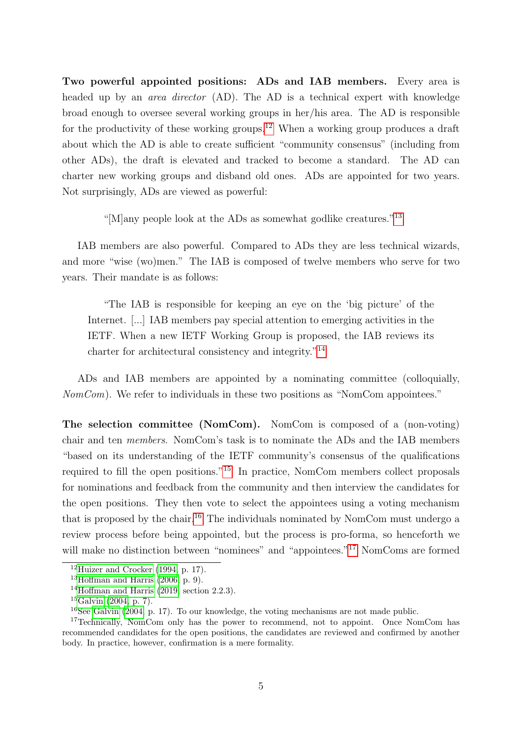**Two powerful appointed positions: ADs and IAB members.** Every area is headed up by an *area director* (AD). The AD is a technical expert with knowledge broad enough to oversee several working groups in her/his area. The AD is responsible for the productivity of these working groups.[12] When a working group produces a draft about which the AD is able to create sufficient "community consensus" (including from other ADs), the draft is elevated and tracked to become a standard. The AD can charter new working groups and disband old ones. ADs are appointed for two years. Not surprisingly, ADs are viewed as powerful:

> "[M]any people look at the ADs as somewhat godlike creatures."[13]

IAB members are also powerful. Compared to ADs they are less technical wizards, and more "wise (wo)men." The IAB is composed of twelve members who serve for two years. Their mandate is as follows:

> "The IAB is responsible for keeping an eye on the 'big picture' of the Internet. [...] IAB members pay special attention to emerging activities in the IETF. When a new IETF Working Group is proposed, the IAB reviews its charter for architectural consistency and integrity."[14]

ADs and IAB members are appointed by a nominating committee (colloquially, *NomCom*). We refer to individuals in these two positions as "NomCom appointees."

**The selection committee (NomCom).** NomCom is composed of a (non-voting) chair and ten *members*. NomCom's task is to nominate the ADs and the IAB members "based on its understanding of the IETF community's consensus of the qualifications required to fill the open positions."[15] In practice, NomCom members collect proposals for nominations and feedback from the community and then interview the candidates for the open positions. They then vote to select the appointees using a voting mechanism that is proposed by the chair.[16] The individuals nominated by NomCom must undergo a review process before being appointed, but the process is pro-forma, so henceforth we will make no distinction between "nominees" and "appointees."[17] NomComs are formed

---

[12] Huizer and Crocker (1994, p. 17).

[13] Hoffman and Harris (2006, p. 9).

[14] Hoffman and Harris (2019, section 2.2.3).

[15] Galvin (2004, p. 7).

[16] See Galvin (2004, p. 17). To our knowledge, the voting mechanisms are not made public.

[17] Technically, NomCom only has the power to recommend, not to appoint. Once NomCom has recommended candidates for the open positions, the candidates are reviewed and confirmed by another body. In practice, however, confirmation is a mere formality.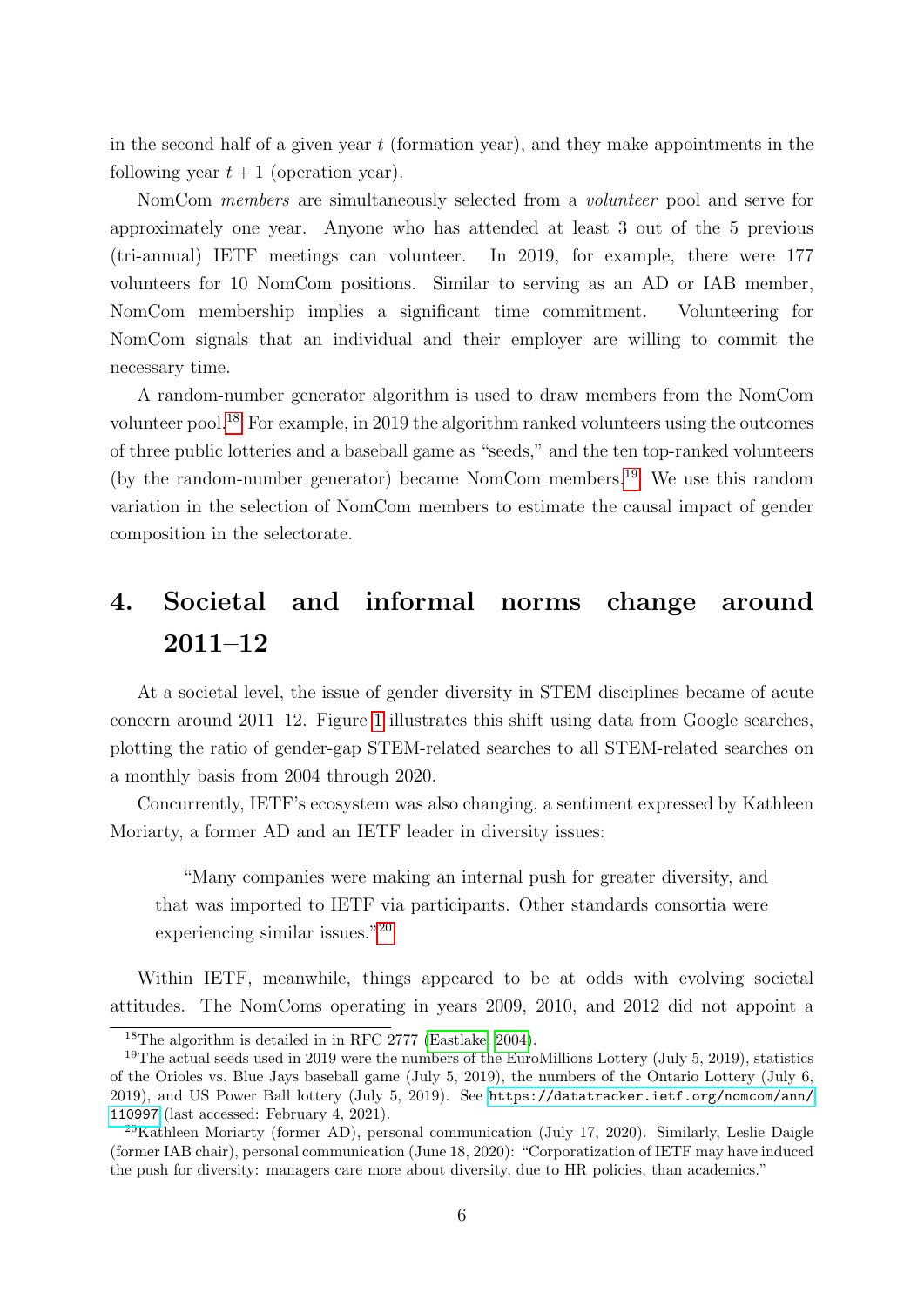in the second half of a given year $t$ (formation year), and they make appointments in the following year $t + 1$ (operation year).

NomCom *members* are simultaneously selected from a *volunteer* pool and serve for approximately one year. Anyone who has attended at least 3 out of the 5 previous (tri-annual) IETF meetings can volunteer. In 2019, for example, there were 177 volunteers for 10 NomCom positions. Similar to serving as an AD or IAB member, NomCom membership implies a significant time commitment. Volunteering for NomCom signals that an individual and their employer are willing to commit the necessary time.

A random-number generator algorithm is used to draw members from the NomCom volunteer pool.[18] For example, in 2019 the algorithm ranked volunteers using the outcomes of three public lotteries and a baseball game as "seeds," and the ten top-ranked volunteers (by the random-number generator) became NomCom members.[19] We use this random variation in the selection of NomCom members to estimate the causal impact of gender composition in the selectorate.

# 4. Societal and informal norms change around 2011–12

At a societal level, the issue of gender diversity in STEM disciplines became of acute concern around 2011–12. Figure 1 illustrates this shift using data from Google searches, plotting the ratio of gender-gap STEM-related searches to all STEM-related searches on a monthly basis from 2004 through 2020.

Concurrently, IETF's ecosystem was also changing, a sentiment expressed by Kathleen Moriarty, a former AD and an IETF leader in diversity issues:

> "Many companies were making an internal push for greater diversity, and that was imported to IETF via participants. Other standards consortia were experiencing similar issues."[20]

Within IETF, meanwhile, things appeared to be at odds with evolving societal attitudes. The NomComs operating in years 2009, 2010, and 2012 did not appoint a

---

[18] The algorithm is detailed in in RFC 2777 (Eastlake, 2004).

[19] The actual seeds used in 2019 were the numbers of the EuroMillions Lottery (July 5, 2019), statistics of the Orioles vs. Blue Jays baseball game (July 5, 2019), the numbers of the Ontario Lottery (July 6, 2019), and US Power Ball lottery (July 5, 2019). See https://datatracker.ietf.org/nomcom/ann/110997 (last accessed: February 4, 2021).

[20] Kathleen Moriarty (former AD), personal communication (July 17, 2020). Similarly, Leslie Daigle (former IAB chair), personal communication (June 18, 2020): "Corporatization of IETF may have induced the push for diversity: managers care more about diversity, due to HR policies, than academics."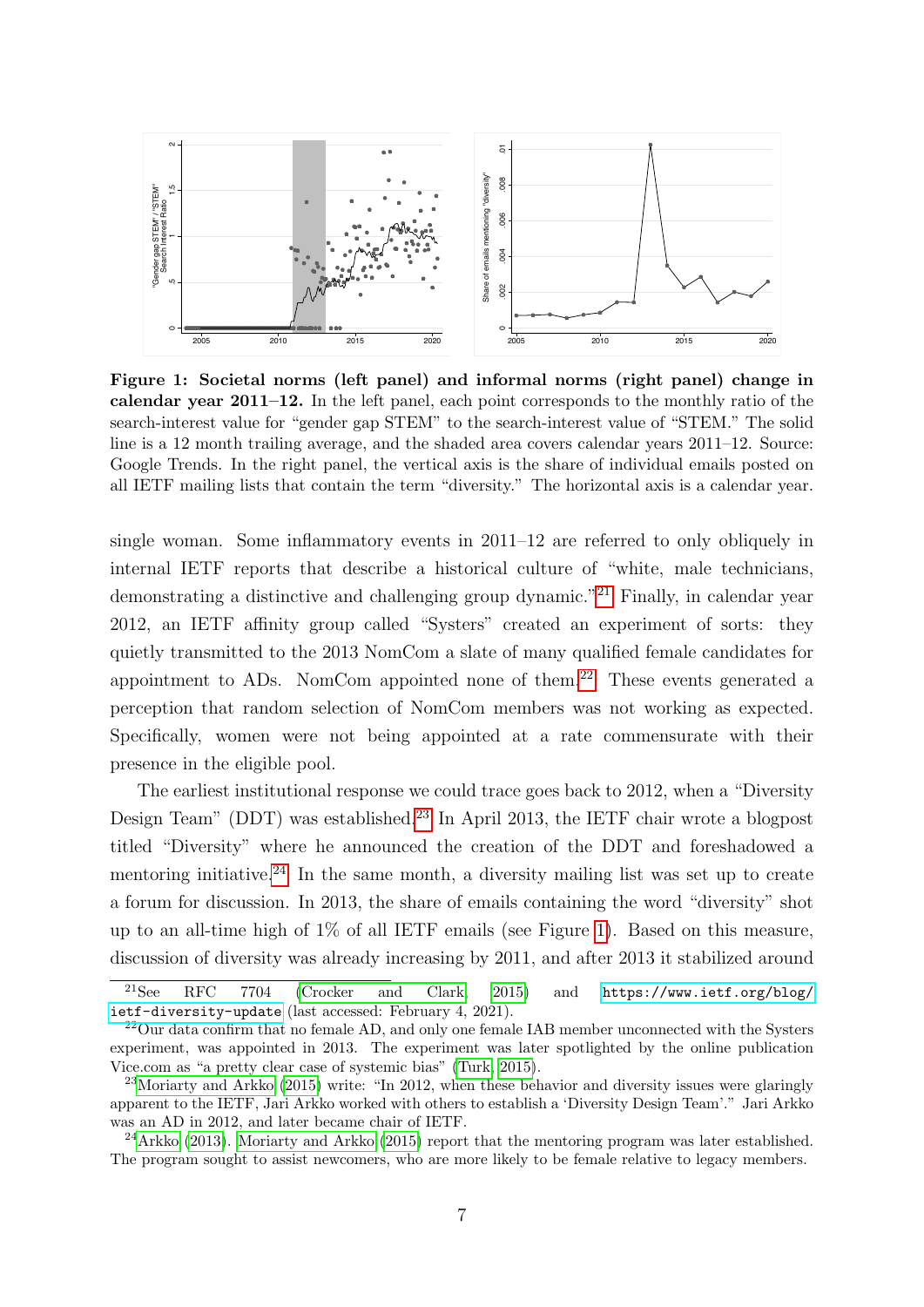**Figure 1: Societal norms (left panel) and informal norms (right panel) change in calendar year 2011–12.** In the left panel, each point corresponds to the monthly ratio of the search-interest value for "gender gap STEM" to the search-interest value of "STEM." The solid line is a 12 month trailing average, and the shaded area covers calendar years 2011–12. Source: Google Trends. In the right panel, the vertical axis is the share of individual emails posted on all IETF mailing lists that contain the term "diversity." The horizontal axis is a calendar year.

single woman. Some inflammatory events in 2011–12 are referred to only obliquely in internal IETF reports that describe a historical culture of "white, male technicians, demonstrating a distinctive and challenging group dynamic."[21] Finally, in calendar year 2012, an IETF affinity group called "Systers" created an experiment of sorts: they quietly transmitted to the 2013 NomCom a slate of many qualified female candidates for appointment to ADs. NomCom appointed none of them.[22] These events generated a perception that random selection of NomCom members was not working as expected. Specifically, women were not being appointed at a rate commensurate with their presence in the eligible pool.

The earliest institutional response we could trace goes back to 2012, when a "Diversity Design Team" (DDT) was established.[23] In April 2013, the IETF chair wrote a blogpost titled "Diversity" where he announced the creation of the DDT and foreshadowed a mentoring initiative.[24] In the same month, a diversity mailing list was set up to create a forum for discussion. In 2013, the share of emails containing the word "diversity" shot up to an all-time high of 1% of all IETF emails (see Figure 1). Based on this measure, discussion of diversity was already increasing by 2011, and after 2013 it stabilized around

[21] See RFC 7704 (Crocker and Clark, 2015) and `https://www.ietf.org/blog/ietf-diversity-update` (last accessed: February 4, 2021).

[22] Our data confirm that no female AD, and only one female IAB member unconnected with the Systers experiment, was appointed in 2013. The experiment was later spotlighted by the online publication Vice.com as "a pretty clear case of systemic bias" (Turk, 2015).

[23] Moriarty and Arkko (2015) write: "In 2012, when these behavior and diversity issues were glaringly apparent to the IETF, Jari Arkko worked with others to establish a 'Diversity Design Team'." Jari Arkko was an AD in 2012, and later became chair of IETF.

[24] Arkko (2013). Moriarty and Arkko (2015) report that the mentoring program was later established. The program sought to assist newcomers, who are more likely to be female relative to legacy members.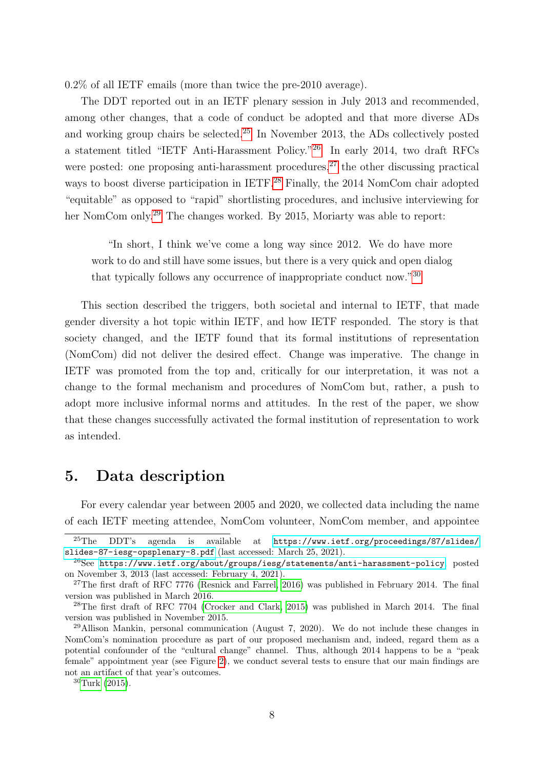0.2% of all IETF emails (more than twice the pre-2010 average).

The DDT reported out in an IETF plenary session in July 2013 and recommended, among other changes, that a code of conduct be adopted and that more diverse ADs and working group chairs be selected.[25] In November 2013, the ADs collectively posted a statement titled "IETF Anti-Harassment Policy."[26] In early 2014, two draft RFCs were posted: one proposing anti-harassment procedures,[27] the other discussing practical ways to boost diverse participation in IETF.[28] Finally, the 2014 NomCom chair adopted "equitable" as opposed to "rapid" shortlisting procedures, and inclusive interviewing for her NomCom only.[29] The changes worked. By 2015, Moriarty was able to report:

> "In short, I think we've come a long way since 2012. We do have more work to do and still have some issues, but there is a very quick and open dialog that typically follows any occurrence of inappropriate conduct now."[30]

This section described the triggers, both societal and internal to IETF, that made gender diversity a hot topic within IETF, and how IETF responded. The story is that society changed, and the IETF found that its formal institutions of representation (NomCom) did not deliver the desired effect. Change was imperative. The change in IETF was promoted from the top and, critically for our interpretation, it was not a change to the formal mechanism and procedures of NomCom but, rather, a push to adopt more inclusive informal norms and attitudes. In the rest of the paper, we show that these changes successfully activated the formal institution of representation to work as intended.

## 5. Data description

For every calendar year between 2005 and 2020, we collected data including the name of each IETF meeting attendee, NomCom volunteer, NomCom member, and appointee

[25] The DDT's agenda is available at https://www.ietf.org/proceedings/87/slides/slides-87-iesg-opsplenary-8.pdf (last accessed: March 25, 2021).

[26] See https://www.ietf.org/about/groups/iesg/statements/anti-harassment-policy, posted on November 3, 2013 (last accessed: February 4, 2021).

[27] The first draft of RFC 7776 (Resnick and Farrel, 2016) was published in February 2014. The final version was published in March 2016.

[28] The first draft of RFC 7704 (Crocker and Clark, 2015) was published in March 2014. The final version was published in November 2015.

[29] Allison Mankin, personal communication (August 7, 2020). We do not include these changes in NomCom's nomination procedure as part of our proposed mechanism and, indeed, regard them as a potential confounder of the "cultural change" channel. Thus, although 2014 happens to be a "peak female" appointment year (see Figure 2), we conduct several tests to ensure that our main findings are not an artifact of that year's outcomes.

[30] Turk (2015).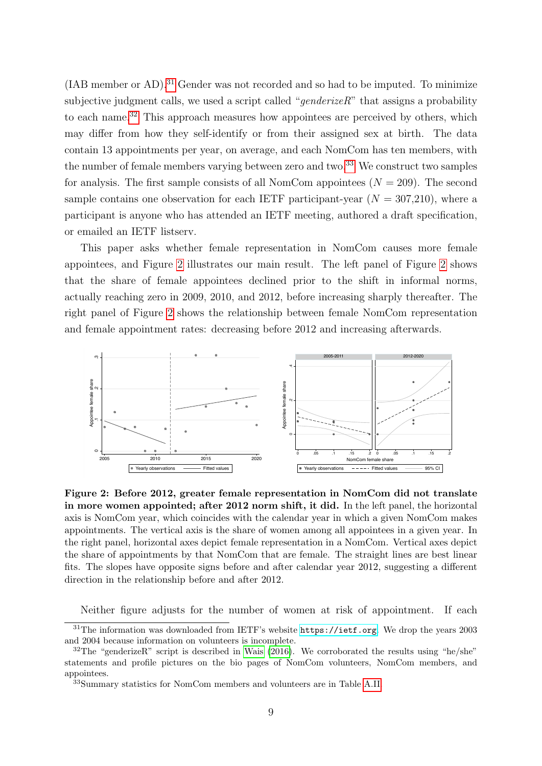(IAB member or AD).[31] Gender was not recorded and so had to be imputed. To minimize subjective judgment calls, we used a script called "*genderizeR*" that assigns a probability to each name.[32] This approach measures how appointees are perceived by others, which may differ from how they self-identify or from their assigned sex at birth. The data contain 13 appointments per year, on average, and each NomCom has ten members, with the number of female members varying between zero and two.[33] We construct two samples for analysis. The first sample consists of all NomCom appointees ($N = 209$). The second sample contains one observation for each IETF participant-year ($N = 307{,}210$), where a participant is anyone who has attended an IETF meeting, authored a draft specification, or emailed an IETF listserv.

This paper asks whether female representation in NomCom causes more female appointees, and Figure 2 illustrates our main result. The left panel of Figure 2 shows that the share of female appointees declined prior to the shift in informal norms, actually reaching zero in 2009, 2010, and 2012, before increasing sharply thereafter. The right panel of Figure 2 shows the relationship between female NomCom representation and female appointment rates: decreasing before 2012 and increasing afterwards.

**Figure 2: Before 2012, greater female representation in NomCom did not translate in more women appointed; after 2012 norm shift, it did.** In the left panel, the horizontal axis is NomCom year, which coincides with the calendar year in which a given NomCom makes appointments. The vertical axis is the share of women among all appointees in a given year. In the right panel, horizontal axes depict female representation in a NomCom. Vertical axes depict the share of appointments by that NomCom that are female. The straight lines are best linear fits. The slopes have opposite signs before and after calendar year 2012, suggesting a different direction in the relationship before and after 2012.

Neither figure adjusts for the number of women at risk of appointment. If each

[31] The information was downloaded from IETF's website https://ietf.org. We drop the years 2003 and 2004 because information on volunteers is incomplete.

[32] The "genderizeR" script is described in Wais (2016). We corroborated the results using "he/she" statements and profile pictures on the bio pages of NomCom volunteers, NomCom members, and appointees.

[33] Summary statistics for NomCom members and volunteers are in Table A.II.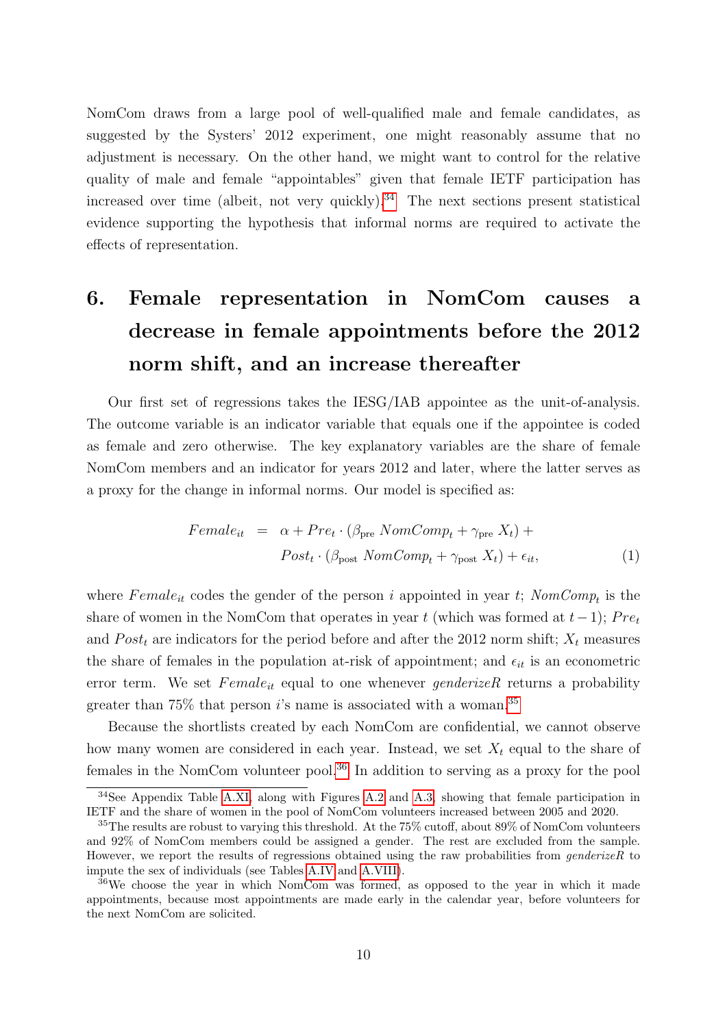NomCom draws from a large pool of well-qualified male and female candidates, as suggested by the Systers' 2012 experiment, one might reasonably assume that no adjustment is necessary. On the other hand, we might want to control for the relative quality of male and female "appointables" given that female IETF participation has increased over time (albeit, not very quickly).[34] The next sections present statistical evidence supporting the hypothesis that informal norms are required to activate the effects of representation.

# 6. Female representation in NomCom causes a decrease in female appointments before the 2012 norm shift, and an increase thereafter

Our first set of regressions takes the IESG/IAB appointee as the unit-of-analysis. The outcome variable is an indicator variable that equals one if the appointee is coded as female and zero otherwise. The key explanatory variables are the share of female NomCom members and an indicator for years 2012 and later, where the latter serves as a proxy for the change in informal norms. Our model is specified as:

$$
\begin{aligned}
Female_{it} \;=\;& \alpha + Pre_t \cdot (\beta_{\text{pre}}\, NomComp_t + \gamma_{\text{pre}}\, X_t) + \\
& Post_t \cdot (\beta_{\text{post}}\, NomComp_t + \gamma_{\text{post}}\, X_t) + \epsilon_{it},
\end{aligned} \tag{1}
$$

where $Female_{it}$ codes the gender of the person $i$ appointed in year $t$; $NomComp_t$ is the share of women in the NomCom that operates in year $t$ (which was formed at $t-1$); $Pre_t$ and $Post_t$ are indicators for the period before and after the 2012 norm shift; $X_t$ measures the share of females in the population at-risk of appointment; and $\epsilon_{it}$ is an econometric error term. We set $Female_{it}$ equal to one whenever *genderizeR* returns a probability greater than 75% that person $i$'s name is associated with a woman.[35]

Because the shortlists created by each NomCom are confidential, we cannot observe how many women are considered in each year. Instead, we set $X_t$ equal to the share of females in the NomCom volunteer pool.[36] In addition to serving as a proxy for the pool

[34] See Appendix Table A.XI, along with Figures A.2 and A.3, showing that female participation in IETF and the share of women in the pool of NomCom volunteers increased between 2005 and 2020.

[35] The results are robust to varying this threshold. At the 75% cutoff, about 89% of NomCom volunteers and 92% of NomCom members could be assigned a gender. The rest are excluded from the sample. However, we report the results of regressions obtained using the raw probabilities from *genderizeR* to impute the sex of individuals (see Tables A.IV and A.VIII).

[36] We choose the year in which NomCom was formed, as opposed to the year in which it made appointments, because most appointments are made early in the calendar year, before volunteers for the next NomCom are solicited.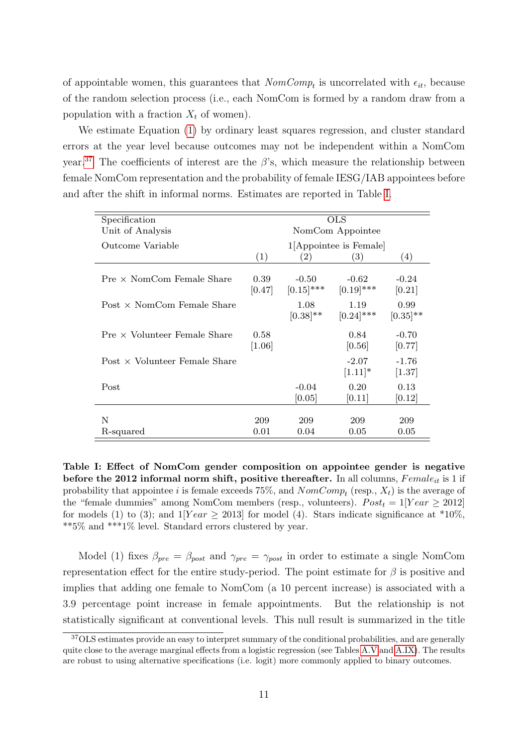of appointable women, this guarantees that $NomComp_t$ is uncorrelated with $\epsilon_{it}$, because of the random selection process (i.e., each NomCom is formed by a random draw from a population with a fraction $X_t$ of women).

We estimate Equation (1) by ordinary least squares regression, and cluster standard errors at the year level because outcomes may not be independent within a NomCom year.[37] The coefficients of interest are the $\beta$'s, which measure the relationship between female NomCom representation and the probability of female IESG/IAB appointees before and after the shift in informal norms. Estimates are reported in Table I.

| Specification | OLS | | | |
|---|---|---|---|---|
| Unit of Analysis | NomCom Appointee | | | |
| Outcome Variable | 1[Appointee is Female] | | | |
| | (1) | (2) | (3) | (4) |
| Pre × NomCom Female Share | 0.39 | -0.50 | -0.62 | -0.24 |
| | [0.47] | [0.15]*** | [0.19]*** | [0.21] |
| Post × NomCom Female Share | | 1.08 | 1.19 | 0.99 |
| | | [0.38]** | [0.24]*** | [0.35]** |
| Pre × Volunteer Female Share | 0.58 | | 0.84 | -0.70 |
| | [1.06] | | [0.56] | [0.77] |
| Post × Volunteer Female Share | | | -2.07 | -1.76 |
| | | | [1.11]* | [1.37] |
| Post | | -0.04 | 0.20 | 0.13 |
| | | [0.05] | [0.11] | [0.12] |
| N | 209 | 209 | 209 | 209 |
| R-squared | 0.01 | 0.04 | 0.05 | 0.05 |

**Table I: Effect of NomCom gender composition on appointee gender is negative before the 2012 informal norm shift, positive thereafter.** In all columns, $Female_{it}$ is 1 if probability that appointee $i$ is female exceeds 75%, and $NomComp_t$ (resp., $X_t$) is the average of the "female dummies" among NomCom members (resp., volunteers). $Post_t = 1[Year \geq 2012]$ for models (1) to (3); and $1[Year \geq 2013]$ for model (4). Stars indicate significance at *10%, **5% and ***1% level. Standard errors clustered by year.

Model (1) fixes $\beta_{pre} = \beta_{post}$ and $\gamma_{pre} = \gamma_{post}$ in order to estimate a single NomCom representation effect for the entire study-period. The point estimate for $\beta$ is positive and implies that adding one female to NomCom (a 10 percent increase) is associated with a 3.9 percentage point increase in female appointments. But the relationship is not statistically significant at conventional levels. This null result is summarized in the title

[37] OLS estimates provide an easy to interpret summary of the conditional probabilities, and are generally quite close to the average marginal effects from a logistic regression (see Tables A.V and A.IX). The results are robust to using alternative specifications (i.e. logit) more commonly applied to binary outcomes.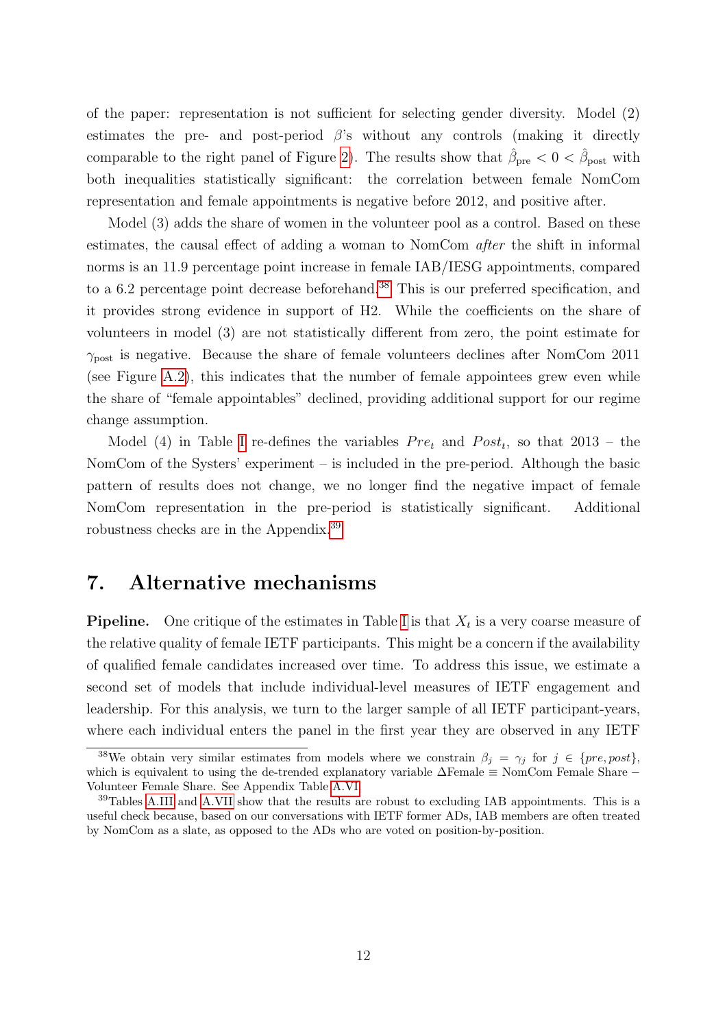of the paper: representation is not sufficient for selecting gender diversity. Model (2) estimates the pre- and post-period $\beta$'s without any controls (making it directly comparable to the right panel of Figure 2). The results show that $\hat{\beta}_{\text{pre}} < 0 < \hat{\beta}_{\text{post}}$ with both inequalities statistically significant: the correlation between female NomCom representation and female appointments is negative before 2012, and positive after.

Model (3) adds the share of women in the volunteer pool as a control. Based on these estimates, the causal effect of adding a woman to NomCom *after* the shift in informal norms is an 11.9 percentage point increase in female IAB/IESG appointments, compared to a 6.2 percentage point decrease beforehand.[38] This is our preferred specification, and it provides strong evidence in support of H2. While the coefficients on the share of volunteers in model (3) are not statistically different from zero, the point estimate for $\gamma_{\text{post}}$ is negative. Because the share of female volunteers declines after NomCom 2011 (see Figure A.2), this indicates that the number of female appointees grew even while the share of "female appointables" declined, providing additional support for our regime change assumption.

Model (4) in Table I re-defines the variables $Pre_t$ and $Post_t$, so that 2013 – the NomCom of the Systers' experiment – is included in the pre-period. Although the basic pattern of results does not change, we no longer find the negative impact of female NomCom representation in the pre-period is statistically significant. Additional robustness checks are in the Appendix.[39]

## 7. Alternative mechanisms

**Pipeline.** One critique of the estimates in Table I is that $X_t$ is a very coarse measure of the relative quality of female IETF participants. This might be a concern if the availability of qualified female candidates increased over time. To address this issue, we estimate a second set of models that include individual-level measures of IETF engagement and leadership. For this analysis, we turn to the larger sample of all IETF participant-years, where each individual enters the panel in the first year they are observed in any IETF

[38] We obtain very similar estimates from models where we constrain $\beta_j = \gamma_j$ for $j \in \{pre, post\}$, which is equivalent to using the de-trended explanatory variable $\Delta\text{Female} \equiv$ NomCom Female Share − Volunteer Female Share. See Appendix Table A.VI.

[39] Tables A.III and A.VII show that the results are robust to excluding IAB appointments. This is a useful check because, based on our conversations with IETF former ADs, IAB members are often treated by NomCom as a slate, as opposed to the ADs who are voted on position-by-position.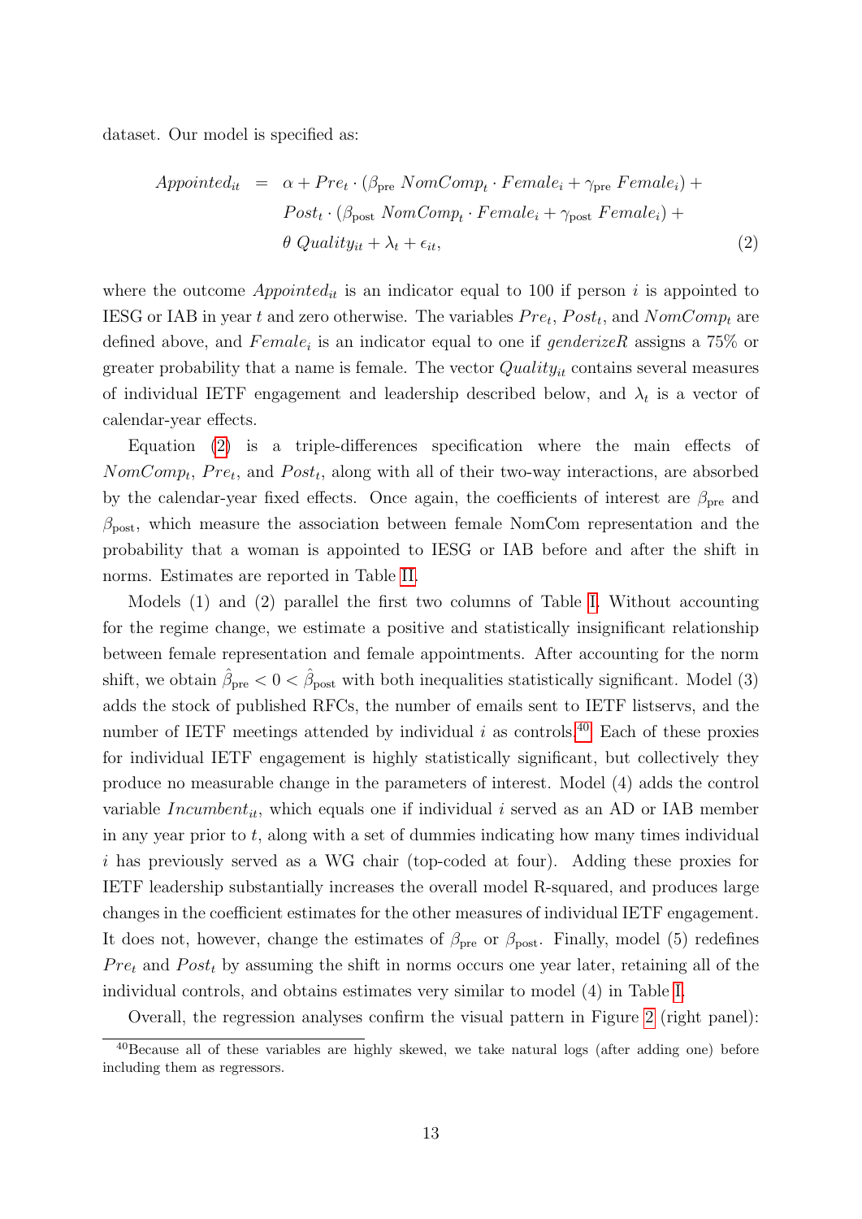dataset. Our model is specified as:

$$
\begin{aligned}
Appointed_{it} \;=\; & \alpha + Pre_t \cdot (\beta_{\text{pre}}\; NomComp_t \cdot Female_i + \gamma_{\text{pre}}\; Female_i) + \\
& Post_t \cdot (\beta_{\text{post}}\; NomComp_t \cdot Female_i + \gamma_{\text{post}}\; Female_i) + \\
& \theta\; Quality_{it} + \lambda_t + \epsilon_{it}, \qquad (2)
\end{aligned}
$$

where the outcome $Appointed_{it}$ is an indicator equal to 100 if person $i$ is appointed to IESG or IAB in year $t$ and zero otherwise. The variables $Pre_t$, $Post_t$, and $NomComp_t$ are defined above, and $Female_i$ is an indicator equal to one if *genderizeR* assigns a 75% or greater probability that a name is female. The vector $Quality_{it}$ contains several measures of individual IETF engagement and leadership described below, and $\lambda_t$ is a vector of calendar-year effects.

Equation (2) is a triple-differences specification where the main effects of $NomComp_t$, $Pre_t$, and $Post_t$, along with all of their two-way interactions, are absorbed by the calendar-year fixed effects. Once again, the coefficients of interest are $\beta_{\text{pre}}$ and $\beta_{\text{post}}$, which measure the association between female NomCom representation and the probability that a woman is appointed to IESG or IAB before and after the shift in norms. Estimates are reported in Table II.

Models (1) and (2) parallel the first two columns of Table I. Without accounting for the regime change, we estimate a positive and statistically insignificant relationship between female representation and female appointments. After accounting for the norm shift, we obtain $\hat{\beta}_{\text{pre}} < 0 < \hat{\beta}_{\text{post}}$ with both inequalities statistically significant. Model (3) adds the stock of published RFCs, the number of emails sent to IETF listservs, and the number of IETF meetings attended by individual $i$ as controls.[40] Each of these proxies for individual IETF engagement is highly statistically significant, but collectively they produce no measurable change in the parameters of interest. Model (4) adds the control variable $Incumbent_{it}$, which equals one if individual $i$ served as an AD or IAB member in any year prior to $t$, along with a set of dummies indicating how many times individual $i$ has previously served as a WG chair (top-coded at four). Adding these proxies for IETF leadership substantially increases the overall model R-squared, and produces large changes in the coefficient estimates for the other measures of individual IETF engagement. It does not, however, change the estimates of $\beta_{\text{pre}}$ or $\beta_{\text{post}}$. Finally, model (5) redefines $Pre_t$ and $Post_t$ by assuming the shift in norms occurs one year later, retaining all of the individual controls, and obtains estimates very similar to model (4) in Table I.

Overall, the regression analyses confirm the visual pattern in Figure 2 (right panel):

[40]Because all of these variables are highly skewed, we take natural logs (after adding one) before including them as regressors.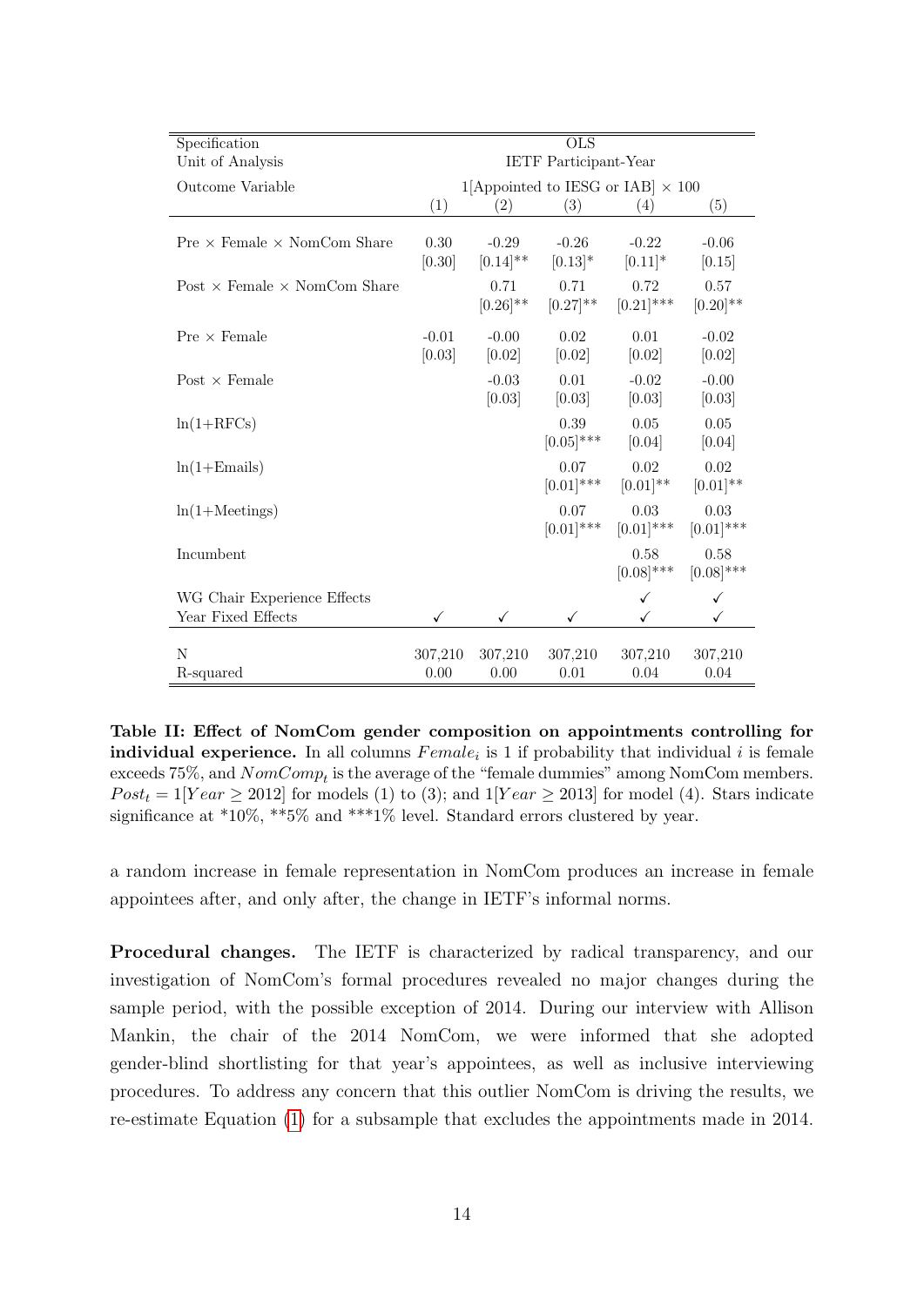| Specification | OLS | | | | |
|---|---|---|---|---|---|
| Unit of Analysis | IETF Participant-Year | | | | |
| Outcome Variable | 1[Appointed to IESG or IAB] × 100 | | | | |
| | (1) | (2) | (3) | (4) | (5) |
| Pre × Female × NomCom Share | 0.30 | -0.29 | -0.26 | -0.22 | -0.06 |
| | [0.30] | [0.14]** | [0.13]* | [0.11]* | [0.15] |
| Post × Female × NomCom Share | | 0.71 | 0.71 | 0.72 | 0.57 |
| | | [0.26]** | [0.27]** | [0.21]*** | [0.20]** |
| Pre × Female | -0.01 | -0.00 | 0.02 | 0.01 | -0.02 |
| | [0.03] | [0.02] | [0.02] | [0.02] | [0.02] |
| Post × Female | | -0.03 | 0.01 | -0.02 | -0.00 |
| | | [0.03] | [0.03] | [0.03] | [0.03] |
| ln(1+RFCs) | | | 0.39 | 0.05 | 0.05 |
| | | | [0.05]*** | [0.04] | [0.04] |
| ln(1+Emails) | | | 0.07 | 0.02 | 0.02 |
| | | | [0.01]*** | [0.01]** | [0.01]** |
| ln(1+Meetings) | | | 0.07 | 0.03 | 0.03 |
| | | | [0.01]*** | [0.01]*** | [0.01]*** |
| Incumbent | | | | 0.58 | 0.58 |
| | | | | [0.08]*** | [0.08]*** |
| WG Chair Experience Effects | | | | ✓ | ✓ |
| Year Fixed Effects | ✓ | ✓ | ✓ | ✓ | ✓ |
| N | 307,210 | 307,210 | 307,210 | 307,210 | 307,210 |
| R-squared | 0.00 | 0.00 | 0.01 | 0.04 | 0.04 |

**Table II: Effect of NomCom gender composition on appointments controlling for individual experience.** In all columns $Female_i$ is 1 if probability that individual $i$ is female exceeds 75%, and $NomComp_t$ is the average of the "female dummies" among NomCom members. $Post_t = 1[Year \geq 2012]$ for models (1) to (3); and $1[Year \geq 2013]$ for model (4). Stars indicate significance at *10%, **5% and ***1% level. Standard errors clustered by year.

a random increase in female representation in NomCom produces an increase in female appointees after, and only after, the change in IETF's informal norms.

**Procedural changes.** The IETF is characterized by radical transparency, and our investigation of NomCom's formal procedures revealed no major changes during the sample period, with the possible exception of 2014. During our interview with Allison Mankin, the chair of the 2014 NomCom, we were informed that she adopted gender-blind shortlisting for that year's appointees, as well as inclusive interviewing procedures. To address any concern that this outlier NomCom is driving the results, we re-estimate Equation (1) for a subsample that excludes the appointments made in 2014.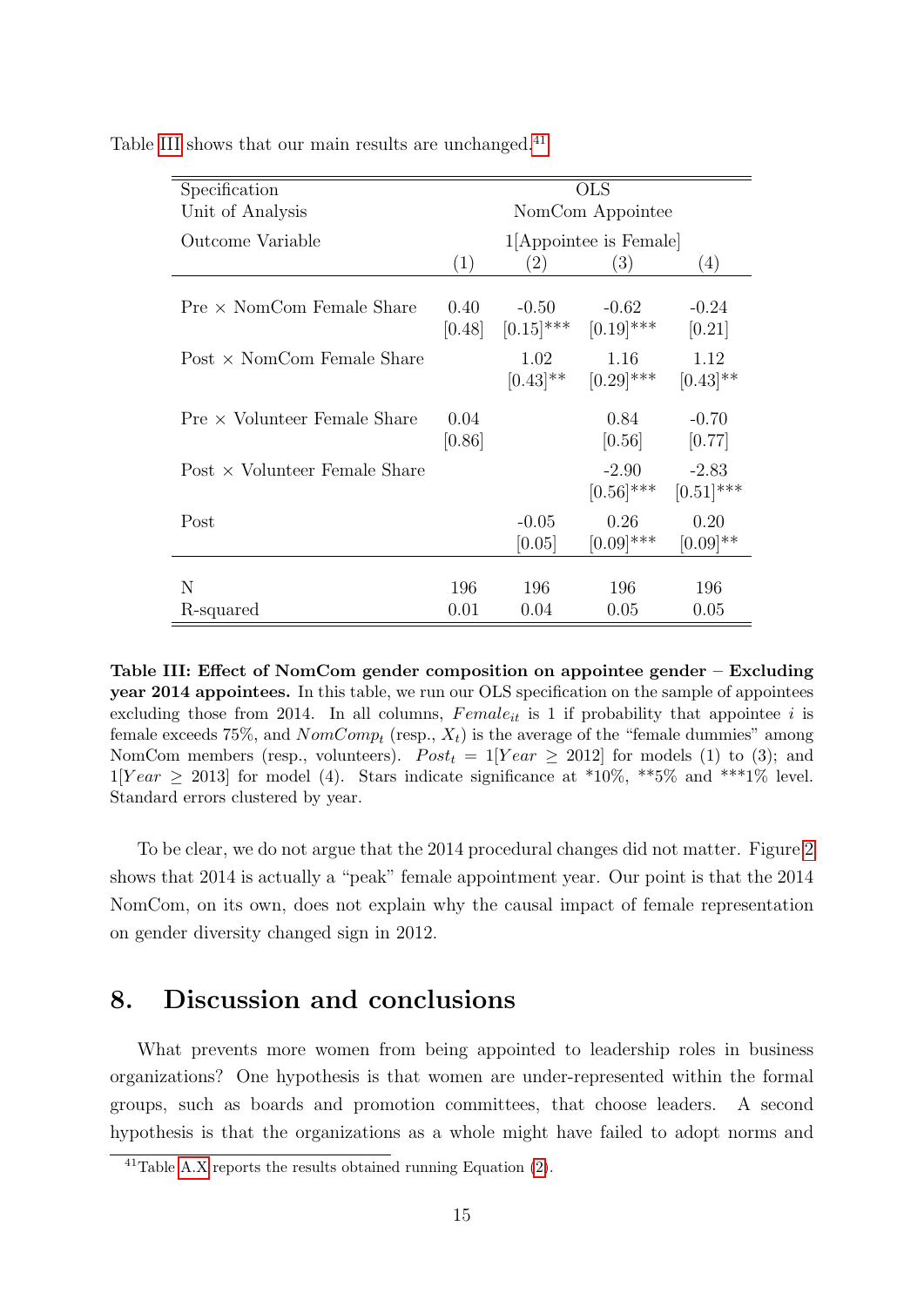Table III shows that our main results are unchanged.[41]

| Specification | OLS | | | |
|---|---|---|---|---|
| Unit of Analysis | NomCom Appointee | | | |
| Outcome Variable | 1[Appointee is Female] | | | |
| | (1) | (2) | (3) | (4) |
| Pre × NomCom Female Share | 0.40 | -0.50 | -0.62 | -0.24 |
| | [0.48] | [0.15]*** | [0.19]*** | [0.21] |
| Post × NomCom Female Share | | 1.02 | 1.16 | 1.12 |
| | | [0.43]** | [0.29]*** | [0.43]** |
| Pre × Volunteer Female Share | 0.04 | | 0.84 | -0.70 |
| | [0.86] | | [0.56] | [0.77] |
| Post × Volunteer Female Share | | | -2.90 | -2.83 |
| | | | [0.56]*** | [0.51]*** |
| Post | | -0.05 | 0.26 | 0.20 |
| | | [0.05] | [0.09]*** | [0.09]** |
| N | 196 | 196 | 196 | 196 |
| R-squared | 0.01 | 0.04 | 0.05 | 0.05 |

**Table III: Effect of NomCom gender composition on appointee gender – Excluding year 2014 appointees.** In this table, we run our OLS specification on the sample of appointees excluding those from 2014. In all columns, $Female_{it}$ is 1 if probability that appointee $i$ is female exceeds 75%, and $NomComp_t$ (resp., $X_t$) is the average of the "female dummies" among NomCom members (resp., volunteers). $Post_t = 1[Year \geq 2012]$ for models (1) to (3); and $1[Year \geq 2013]$ for model (4). Stars indicate significance at *10%, **5% and ***1% level. Standard errors clustered by year.

To be clear, we do not argue that the 2014 procedural changes did not matter. Figure 2 shows that 2014 is actually a "peak" female appointment year. Our point is that the 2014 NomCom, on its own, does not explain why the causal impact of female representation on gender diversity changed sign in 2012.

## 8. Discussion and conclusions

What prevents more women from being appointed to leadership roles in business organizations? One hypothesis is that women are under-represented within the formal groups, such as boards and promotion committees, that choose leaders. A second hypothesis is that the organizations as a whole might have failed to adopt norms and

[41] Table A.X reports the results obtained running Equation (2).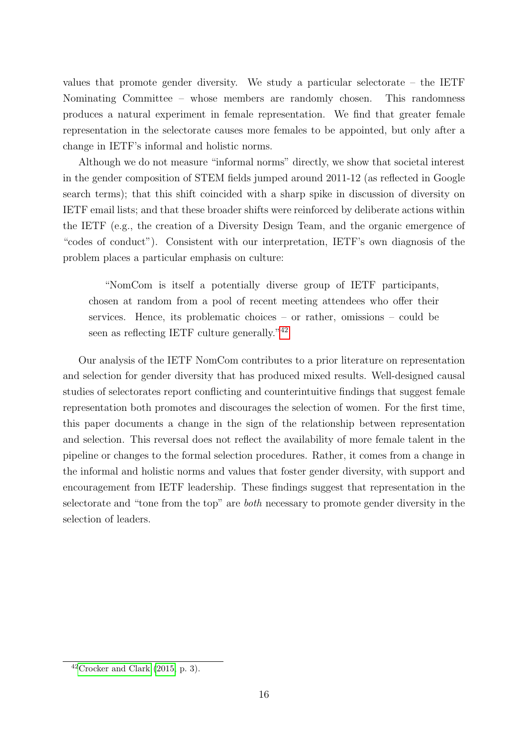values that promote gender diversity. We study a particular selectorate – the IETF Nominating Committee – whose members are randomly chosen. This randomness produces a natural experiment in female representation. We find that greater female representation in the selectorate causes more females to be appointed, but only after a change in IETF's informal and holistic norms.

Although we do not measure "informal norms" directly, we show that societal interest in the gender composition of STEM fields jumped around 2011-12 (as reflected in Google search terms); that this shift coincided with a sharp spike in discussion of diversity on IETF email lists; and that these broader shifts were reinforced by deliberate actions within the IETF (e.g., the creation of a Diversity Design Team, and the organic emergence of "codes of conduct"). Consistent with our interpretation, IETF's own diagnosis of the problem places a particular emphasis on culture:

> "NomCom is itself a potentially diverse group of IETF participants, chosen at random from a pool of recent meeting attendees who offer their services. Hence, its problematic choices – or rather, omissions – could be seen as reflecting IETF culture generally."[42]

Our analysis of the IETF NomCom contributes to a prior literature on representation and selection for gender diversity that has produced mixed results. Well-designed causal studies of selectorates report conflicting and counterintuitive findings that suggest female representation both promotes and discourages the selection of women. For the first time, this paper documents a change in the sign of the relationship between representation and selection. This reversal does not reflect the availability of more female talent in the pipeline or changes to the formal selection procedures. Rather, it comes from a change in the informal and holistic norms and values that foster gender diversity, with support and encouragement from IETF leadership. These findings suggest that representation in the selectorate and "tone from the top" are *both* necessary to promote gender diversity in the selection of leaders.

[42] Crocker and Clark (2015, p. 3).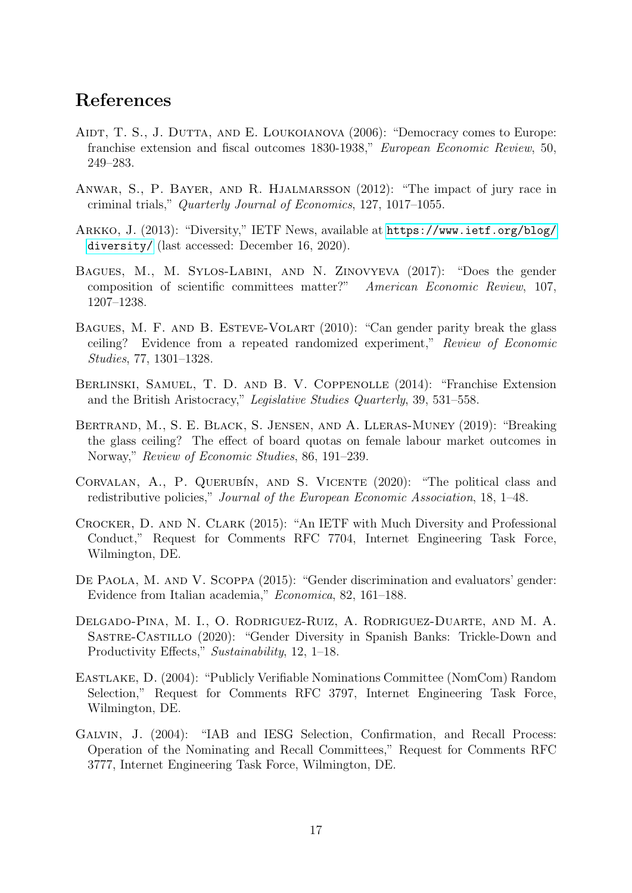## References

Aidt, T. S., J. Dutta, and E. Loukoianova (2006): "Democracy comes to Europe: franchise extension and fiscal outcomes 1830-1938," *European Economic Review*, 50, 249–283.

Anwar, S., P. Bayer, and R. Hjalmarsson (2012): "The impact of jury race in criminal trials," *Quarterly Journal of Economics*, 127, 1017–1055.

Arkko, J. (2013): "Diversity," IETF News, available at https://www.ietf.org/blog/diversity/ (last accessed: December 16, 2020).

Bagues, M., M. Sylos-Labini, and N. Zinovyeva (2017): "Does the gender composition of scientific committees matter?" *American Economic Review*, 107, 1207–1238.

Bagues, M. F. and B. Esteve-Volart (2010): "Can gender parity break the glass ceiling? Evidence from a repeated randomized experiment," *Review of Economic Studies*, 77, 1301–1328.

Berlinski, Samuel, T. D. and B. V. Coppenolle (2014): "Franchise Extension and the British Aristocracy," *Legislative Studies Quarterly*, 39, 531–558.

Bertrand, M., S. E. Black, S. Jensen, and A. Lleras-Muney (2019): "Breaking the glass ceiling? The effect of board quotas on female labour market outcomes in Norway," *Review of Economic Studies*, 86, 191–239.

Corvalan, A., P. Querubín, and S. Vicente (2020): "The political class and redistributive policies," *Journal of the European Economic Association*, 18, 1–48.

Crocker, D. and N. Clark (2015): "An IETF with Much Diversity and Professional Conduct," Request for Comments RFC 7704, Internet Engineering Task Force, Wilmington, DE.

De Paola, M. and V. Scoppa (2015): "Gender discrimination and evaluators' gender: Evidence from Italian academia," *Economica*, 82, 161–188.

Delgado-Pina, M. I., O. Rodriguez-Ruiz, A. Rodriguez-Duarte, and M. A. Sastre-Castillo (2020): "Gender Diversity in Spanish Banks: Trickle-Down and Productivity Effects," *Sustainability*, 12, 1–18.

Eastlake, D. (2004): "Publicly Verifiable Nominations Committee (NomCom) Random Selection," Request for Comments RFC 3797, Internet Engineering Task Force, Wilmington, DE.

Galvin, J. (2004): "IAB and IESG Selection, Confirmation, and Recall Process: Operation of the Nominating and Recall Committees," Request for Comments RFC 3777, Internet Engineering Task Force, Wilmington, DE.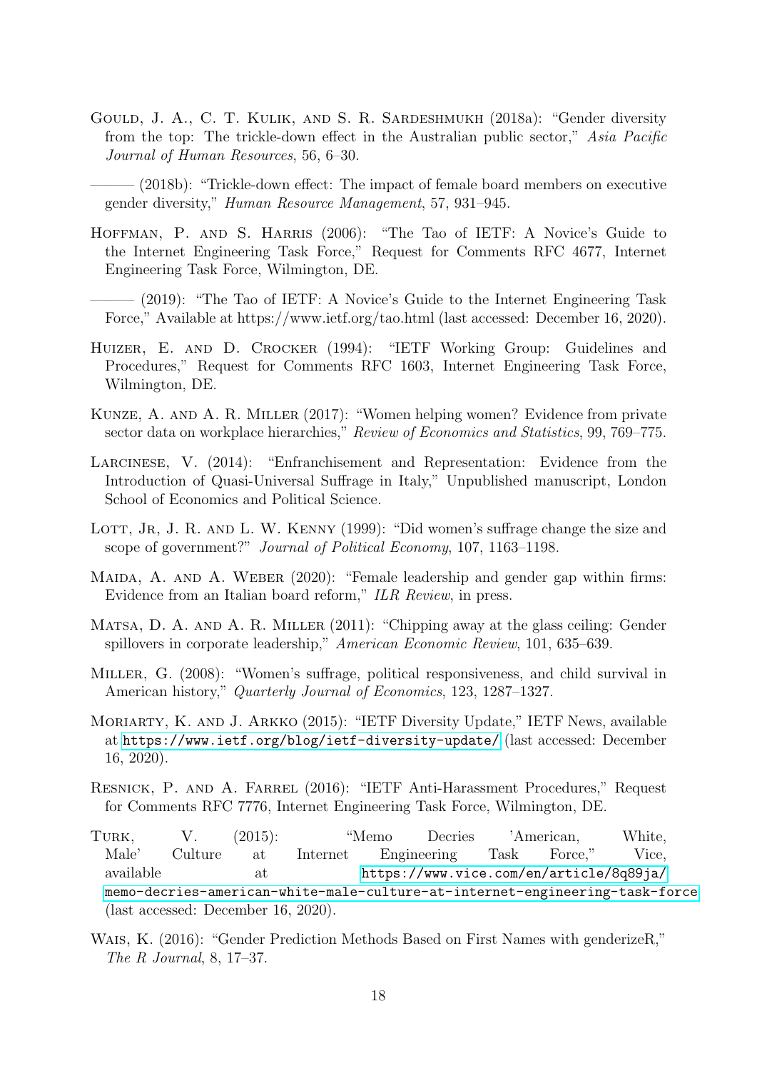Gould, J. A., C. T. Kulik, and S. R. Sardeshmukh (2018a): "Gender diversity from the top: The trickle-down effect in the Australian public sector," *Asia Pacific Journal of Human Resources*, 56, 6–30.

——— (2018b): "Trickle-down effect: The impact of female board members on executive gender diversity," *Human Resource Management*, 57, 931–945.

Hoffman, P. and S. Harris (2006): "The Tao of IETF: A Novice's Guide to the Internet Engineering Task Force," Request for Comments RFC 4677, Internet Engineering Task Force, Wilmington, DE.

——— (2019): "The Tao of IETF: A Novice's Guide to the Internet Engineering Task Force," Available at https://www.ietf.org/tao.html (last accessed: December 16, 2020).

Huizer, E. and D. Crocker (1994): "IETF Working Group: Guidelines and Procedures," Request for Comments RFC 1603, Internet Engineering Task Force, Wilmington, DE.

Kunze, A. and A. R. Miller (2017): "Women helping women? Evidence from private sector data on workplace hierarchies," *Review of Economics and Statistics*, 99, 769–775.

Larcinese, V. (2014): "Enfranchisement and Representation: Evidence from the Introduction of Quasi-Universal Suffrage in Italy," Unpublished manuscript, London School of Economics and Political Science.

Lott, Jr, J. R. and L. W. Kenny (1999): "Did women's suffrage change the size and scope of government?" *Journal of Political Economy*, 107, 1163–1198.

Maida, A. and A. Weber (2020): "Female leadership and gender gap within firms: Evidence from an Italian board reform," *ILR Review*, in press.

Matsa, D. A. and A. R. Miller (2011): "Chipping away at the glass ceiling: Gender spillovers in corporate leadership," *American Economic Review*, 101, 635–639.

Miller, G. (2008): "Women's suffrage, political responsiveness, and child survival in American history," *Quarterly Journal of Economics*, 123, 1287–1327.

Moriarty, K. and J. Arkko (2015): "IETF Diversity Update," IETF News, available at https://www.ietf.org/blog/ietf-diversity-update/ (last accessed: December 16, 2020).

Resnick, P. and A. Farrel (2016): "IETF Anti-Harassment Procedures," Request for Comments RFC 7776, Internet Engineering Task Force, Wilmington, DE.

Turk, V. (2015): "Memo Decries 'American, White, Male' Culture at Internet Engineering Task Force," Vice, available at https://www.vice.com/en/article/8q89ja/memo-decries-american-white-male-culture-at-internet-engineering-task-force (last accessed: December 16, 2020).

Wais, K. (2016): "Gender Prediction Methods Based on First Names with genderizeR," *The R Journal*, 8, 17–37.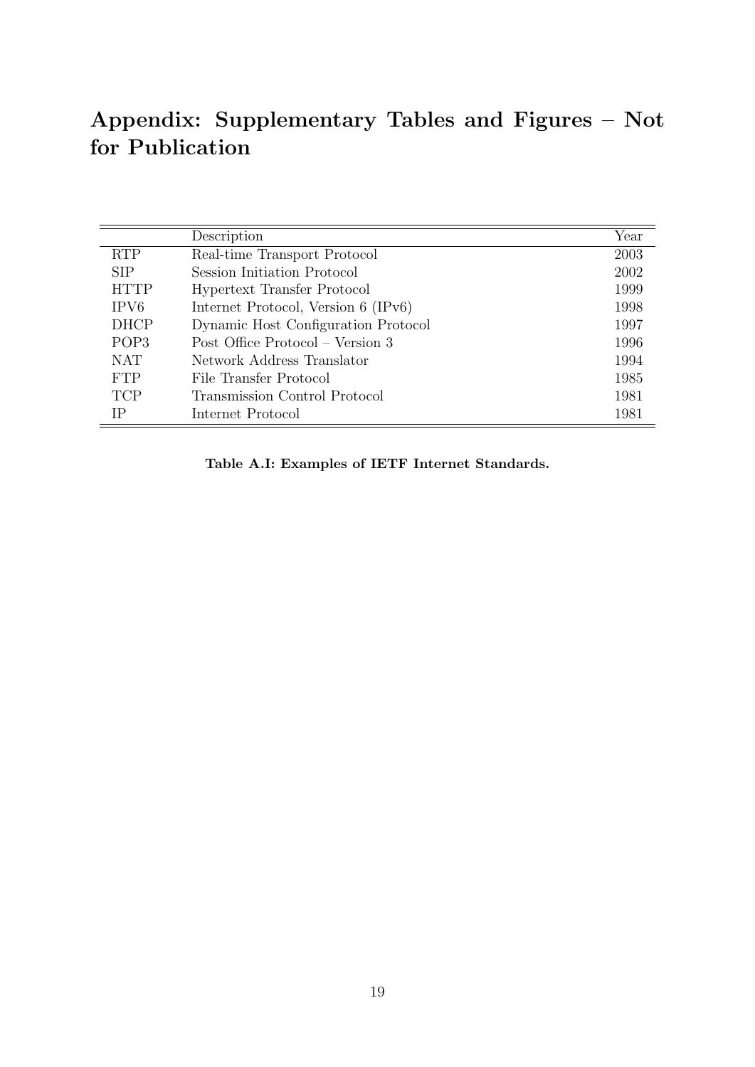# Appendix: Supplementary Tables and Figures – Not for Publication

| | Description | Year |
|---|---|---|
| RTP | Real-time Transport Protocol | 2003 |
| SIP | Session Initiation Protocol | 2002 |
| HTTP | Hypertext Transfer Protocol | 1999 |
| IPV6 | Internet Protocol, Version 6 (IPv6) | 1998 |
| DHCP | Dynamic Host Configuration Protocol | 1997 |
| POP3 | Post Office Protocol – Version 3 | 1996 |
| NAT | Network Address Translator | 1994 |
| FTP | File Transfer Protocol | 1985 |
| TCP | Transmission Control Protocol | 1981 |
| IP | Internet Protocol | 1981 |

**Table A.I: Examples of IETF Internet Standards.**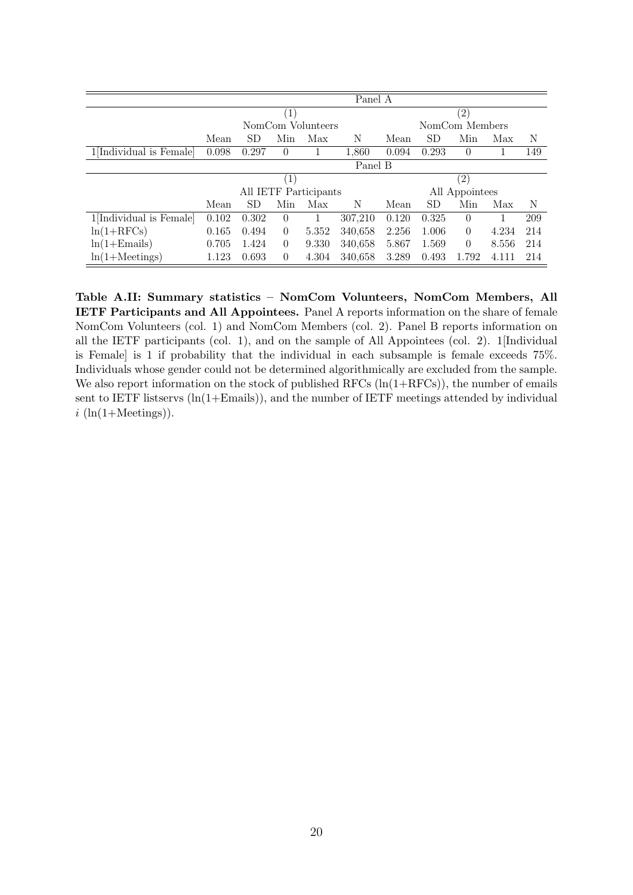| | Panel A | | | | | | | | | |
|---|---|---|---|---|---|---|---|---|---|---|
| | (1) | | | | | (2) | | | | |
| | NomCom Volunteers | | | | | NomCom Members | | | | |
| | Mean | SD | Min | Max | N | Mean | SD | Min | Max | N |
| 1[Individual is Female] | 0.098 | 0.297 | 0 | 1 | 1,860 | 0.094 | 0.293 | 0 | 1 | 149 |
| | Panel B | | | | | | | | | |
| | (1) | | | | | (2) | | | | |
| | All IETF Participants | | | | | All Appointees | | | | |
| | Mean | SD | Min | Max | N | Mean | SD | Min | Max | N |
| 1[Individual is Female] | 0.102 | 0.302 | 0 | 1 | 307,210 | 0.120 | 0.325 | 0 | 1 | 209 |
| ln(1+RFCs) | 0.165 | 0.494 | 0 | 5.352 | 340,658 | 2.256 | 1.006 | 0 | 4.234 | 214 |
| ln(1+Emails) | 0.705 | 1.424 | 0 | 9.330 | 340,658 | 5.867 | 1.569 | 0 | 8.556 | 214 |
| ln(1+Meetings) | 1.123 | 0.693 | 0 | 4.304 | 340,658 | 3.289 | 0.493 | 1.792 | 4.111 | 214 |

**Table A.II: Summary statistics – NomCom Volunteers, NomCom Members, All IETF Participants and All Appointees.** Panel A reports information on the share of female NomCom Volunteers (col. 1) and NomCom Members (col. 2). Panel B reports information on all the IETF participants (col. 1), and on the sample of All Appointees (col. 2). 1[Individual is Female] is 1 if probability that the individual in each subsample is female exceeds 75%. Individuals whose gender could not be determined algorithmically are excluded from the sample. We also report information on the stock of published RFCs (ln(1+RFCs)), the number of emails sent to IETF listservs (ln(1+Emails)), and the number of IETF meetings attended by individual $i$ (ln(1+Meetings)).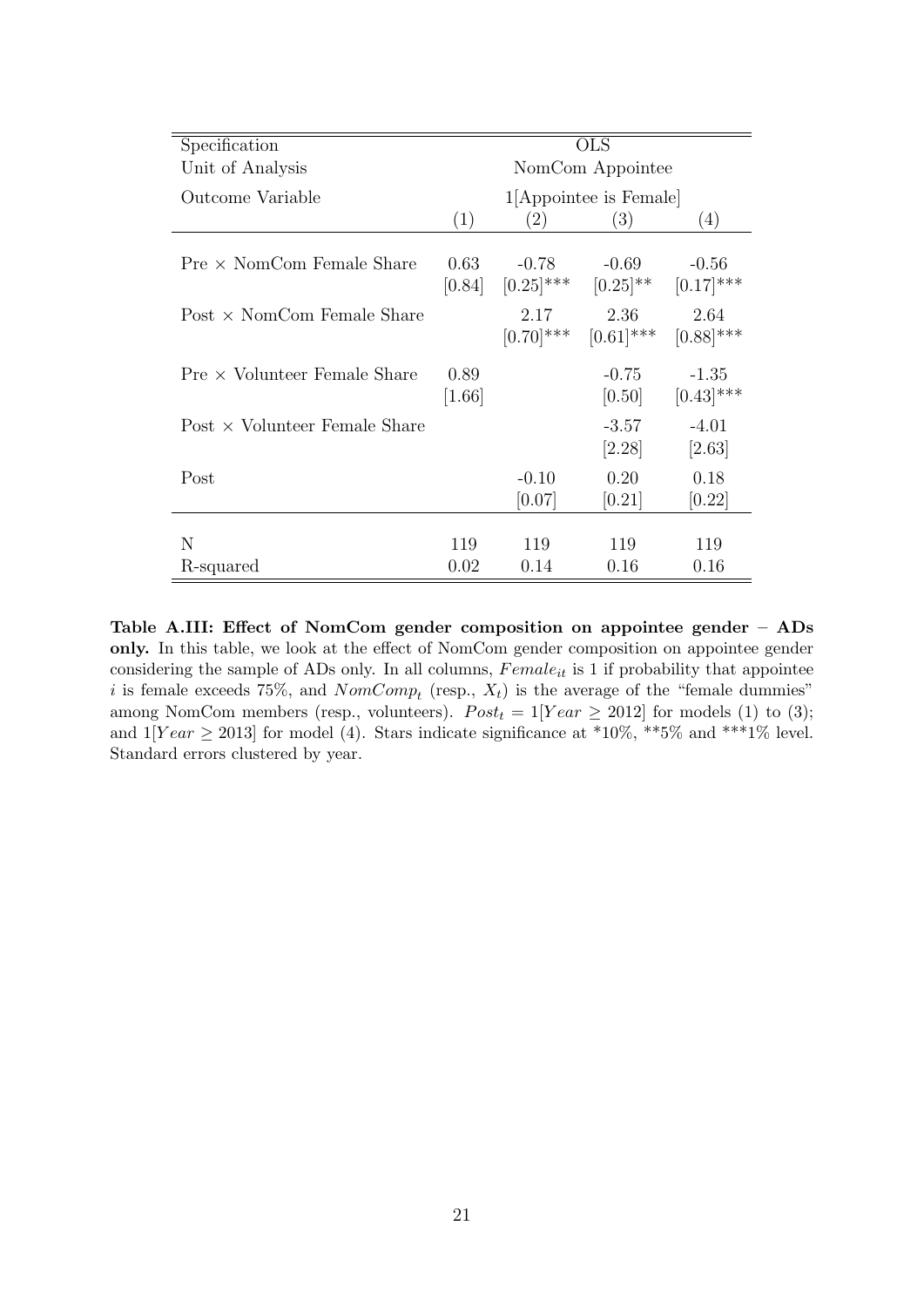| Specification | OLS | | | |
|---|---|---|---|---|
| Unit of Analysis | NomCom Appointee | | | |
| Outcome Variable | 1[Appointee is Female] | | | |
| | (1) | (2) | (3) | (4) |
| Pre × NomCom Female Share | 0.63 | -0.78 | -0.69 | -0.56 |
| | [0.84] | [0.25]*** | [0.25]** | [0.17]*** |
| Post × NomCom Female Share | | 2.17 | 2.36 | 2.64 |
| | | [0.70]*** | [0.61]*** | [0.88]*** |
| Pre × Volunteer Female Share | 0.89 | | -0.75 | -1.35 |
| | [1.66] | | [0.50] | [0.43]*** |
| Post × Volunteer Female Share | | | -3.57 | -4.01 |
| | | | [2.28] | [2.63] |
| Post | | -0.10 | 0.20 | 0.18 |
| | | [0.07] | [0.21] | [0.22] |
| N | 119 | 119 | 119 | 119 |
| R-squared | 0.02 | 0.14 | 0.16 | 0.16 |

**Table A.III: Effect of NomCom gender composition on appointee gender – ADs only.** In this table, we look at the effect of NomCom gender composition on appointee gender considering the sample of ADs only. In all columns, $Female_{it}$ is 1 if probability that appointee $i$ is female exceeds 75%, and $NomComp_t$ (resp., $X_t$) is the average of the "female dummies" among NomCom members (resp., volunteers). $Post_t = 1[Year \geq 2012]$ for models (1) to (3); and $1[Year \geq 2013]$ for model (4). Stars indicate significance at *10%, **5% and ***1% level. Standard errors clustered by year.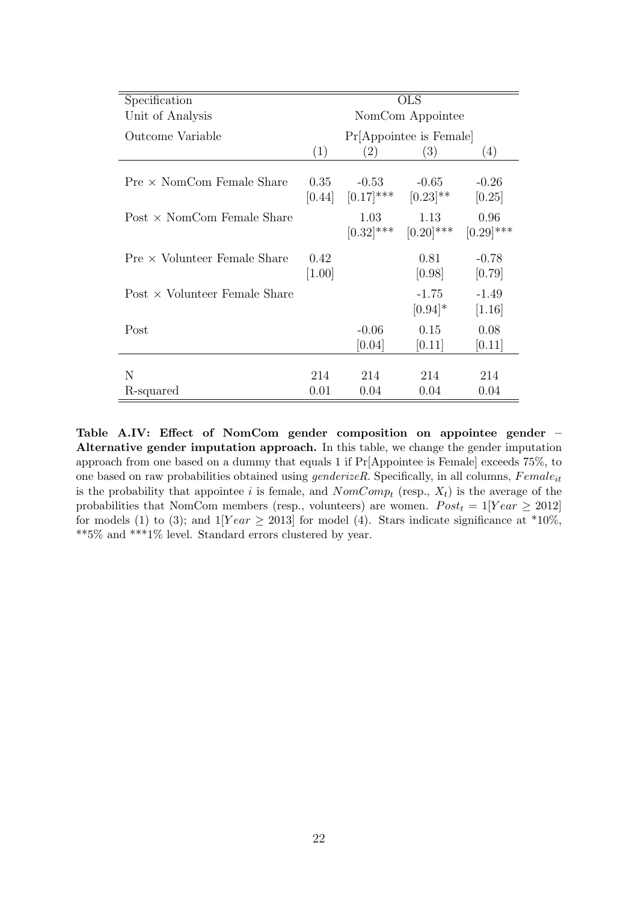| Specification | OLS | | | |
|---|---|---|---|---|
| Unit of Analysis | NomCom Appointee | | | |
| Outcome Variable | Pr[Appointee is Female] | | | |
| | (1) | (2) | (3) | (4) |
| Pre × NomCom Female Share | 0.35 | -0.53 | -0.65 | -0.26 |
| | [0.44] | [0.17]*** | [0.23]** | [0.25] |
| Post × NomCom Female Share | | 1.03 | 1.13 | 0.96 |
| | | [0.32]*** | [0.20]*** | [0.29]*** |
| Pre × Volunteer Female Share | 0.42 | | 0.81 | -0.78 |
| | [1.00] | | [0.98] | [0.79] |
| Post × Volunteer Female Share | | | -1.75 | -1.49 |
| | | | [0.94]* | [1.16] |
| Post | | -0.06 | 0.15 | 0.08 |
| | | [0.04] | [0.11] | [0.11] |
| N | 214 | 214 | 214 | 214 |
| R-squared | 0.01 | 0.04 | 0.04 | 0.04 |

**Table A.IV: Effect of NomCom gender composition on appointee gender – Alternative gender imputation approach.** In this table, we change the gender imputation approach from one based on a dummy that equals 1 if Pr[Appointee is Female] exceeds 75%, to one based on raw probabilities obtained using *genderizeR*. Specifically, in all columns, $Female_{it}$ is the probability that appointee $i$ is female, and $NomComp_t$ (resp., $X_t$) is the average of the probabilities that NomCom members (resp., volunteers) are women. $Post_t = 1[Year \geq 2012]$ for models (1) to (3); and $1[Year \geq 2013]$ for model (4). Stars indicate significance at *10%, **5% and ***1% level. Standard errors clustered by year.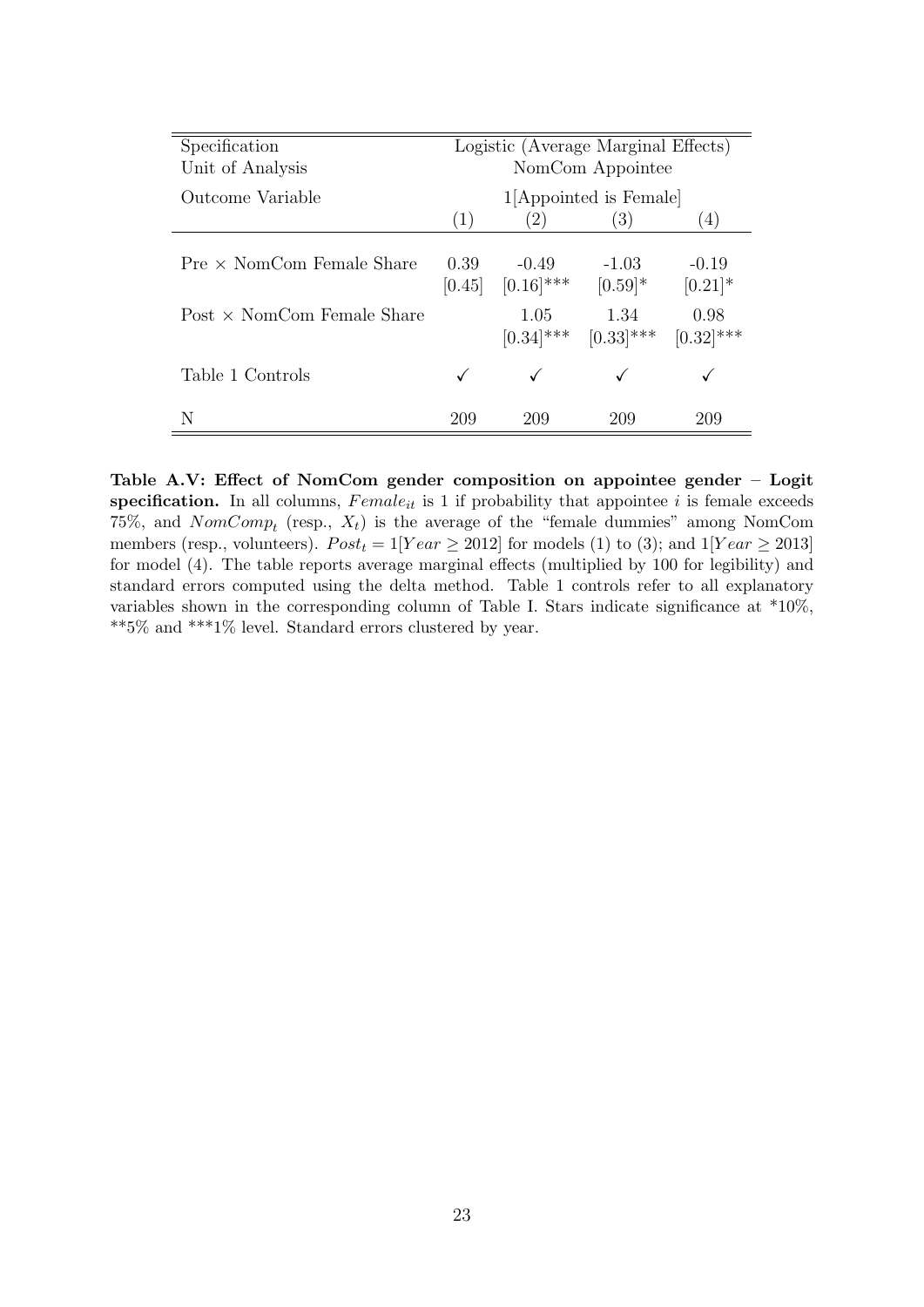| Specification | Logistic (Average Marginal Effects) | | | |
|---|---|---|---|---|
| Unit of Analysis | NomCom Appointee | | | |
| Outcome Variable | 1[Appointed is Female] | | | |
| | (1) | (2) | (3) | (4) |
| Pre × NomCom Female Share | 0.39 | -0.49 | -1.03 | -0.19 |
| | [0.45] | [0.16]*** | [0.59]* | [0.21]* |
| Post × NomCom Female Share | | 1.05 | 1.34 | 0.98 |
| | | [0.34]*** | [0.33]*** | [0.32]*** |
| Table 1 Controls | ✓ | ✓ | ✓ | ✓ |
| N | 209 | 209 | 209 | 209 |

**Table A.V: Effect of NomCom gender composition on appointee gender – Logit specification.** In all columns, $Female_{it}$ is 1 if probability that appointee $i$ is female exceeds 75%, and $NomComp_t$ (resp., $X_t$) is the average of the "female dummies" among NomCom members (resp., volunteers). $Post_t = 1[Year \geq 2012]$ for models (1) to (3); and $1[Year \geq 2013]$ for model (4). The table reports average marginal effects (multiplied by 100 for legibility) and standard errors computed using the delta method. Table 1 controls refer to all explanatory variables shown in the corresponding column of Table I. Stars indicate significance at *10%, **5% and ***1% level. Standard errors clustered by year.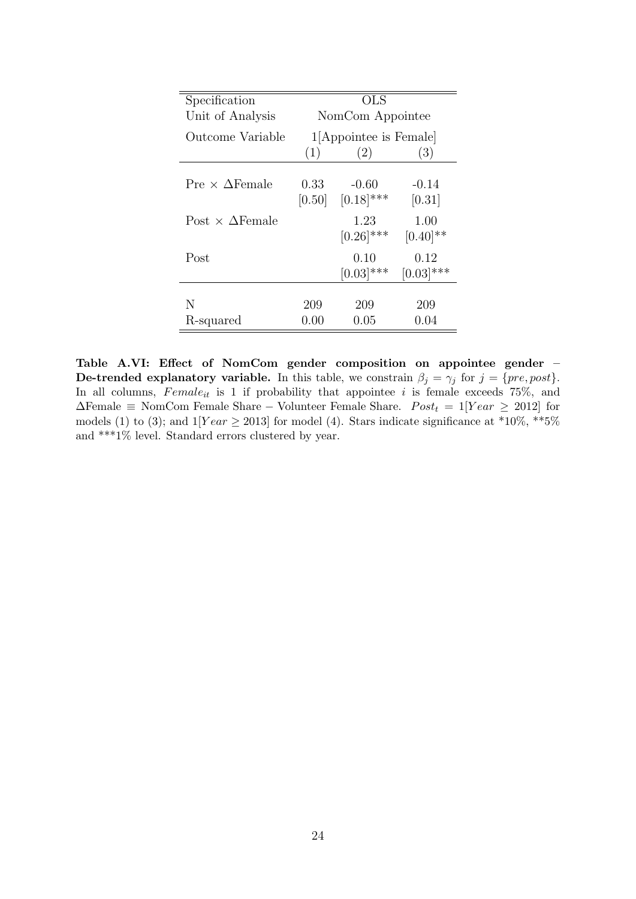| Specification | OLS | | |
|---|---|---|---|
| Unit of Analysis | NomCom Appointee | | |
| Outcome Variable | 1[Appointee is Female] | | |
| | (1) | (2) | (3) |
| Pre × ΔFemale | 0.33 | -0.60 | -0.14 |
| | [0.50] | [0.18]*** | [0.31] |
| Post × ΔFemale | | 1.23 | 1.00 |
| | | [0.26]*** | [0.40]** |
| Post | | 0.10 | 0.12 |
| | | [0.03]*** | [0.03]*** |
| N | 209 | 209 | 209 |
| R-squared | 0.00 | 0.05 | 0.04 |

**Table A.VI: Effect of NomCom gender composition on appointee gender – De-trended explanatory variable.** In this table, we constrain $\beta_j = \gamma_j$ for $j = \{pre, post\}$. In all columns, $Female_{it}$ is 1 if probability that appointee $i$ is female exceeds 75%, and ΔFemale ≡ NomCom Female Share − Volunteer Female Share. $Post_t = 1[Year \geq 2012]$ for models (1) to (3); and $1[Year \geq 2013]$ for model (4). Stars indicate significance at *10%, **5% and ***1% level. Standard errors clustered by year.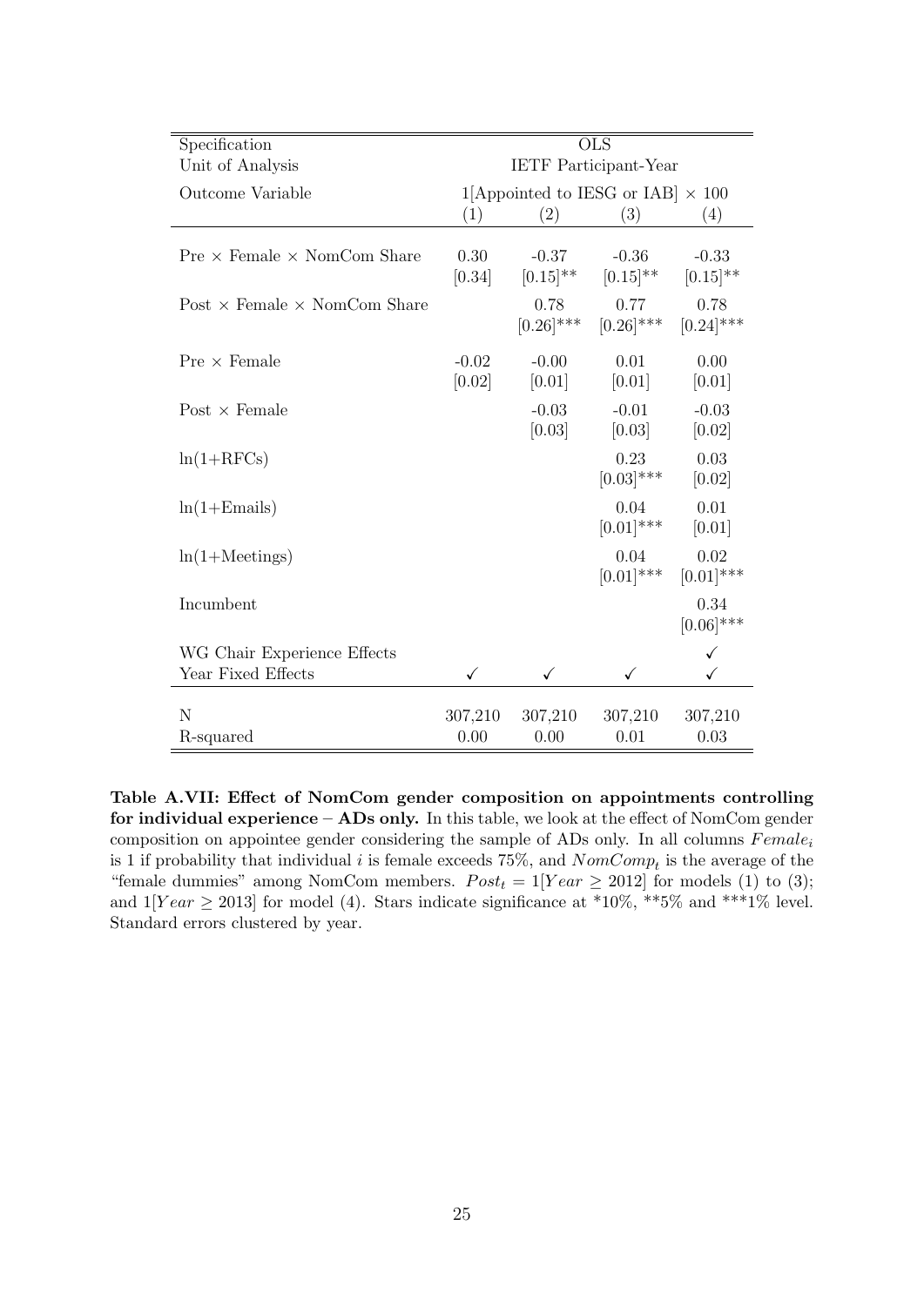| Specification | OLS | | | |
|---|---|---|---|---|
| Unit of Analysis | IETF Participant-Year | | | |
| Outcome Variable | 1[Appointed to IESG or IAB] × 100 | | | |
| | (1) | (2) | (3) | (4) |
| Pre × Female × NomCom Share | 0.30 | -0.37 | -0.36 | -0.33 |
| | [0.34] | [0.15]** | [0.15]** | [0.15]** |
| Post × Female × NomCom Share | | 0.78 | 0.77 | 0.78 |
| | | [0.26]*** | [0.26]*** | [0.24]*** |
| Pre × Female | -0.02 | -0.00 | 0.01 | 0.00 |
| | [0.02] | [0.01] | [0.01] | [0.01] |
| Post × Female | | -0.03 | -0.01 | -0.03 |
| | | [0.03] | [0.03] | [0.02] |
| ln(1+RFCs) | | | 0.23 | 0.03 |
| | | | [0.03]*** | [0.02] |
| ln(1+Emails) | | | 0.04 | 0.01 |
| | | | [0.01]*** | [0.01] |
| ln(1+Meetings) | | | 0.04 | 0.02 |
| | | | [0.01]*** | [0.01]*** |
| Incumbent | | | | 0.34 |
| | | | | [0.06]*** |
| WG Chair Experience Effects | | | | ✓ |
| Year Fixed Effects | ✓ | ✓ | ✓ | ✓ |
| N | 307,210 | 307,210 | 307,210 | 307,210 |
| R-squared | 0.00 | 0.00 | 0.01 | 0.03 |

**Table A.VII: Effect of NomCom gender composition on appointments controlling for individual experience – ADs only.** In this table, we look at the effect of NomCom gender composition on appointee gender considering the sample of ADs only. In all columns $Female_i$ is 1 if probability that individual $i$ is female exceeds 75%, and $NomComp_t$ is the average of the "female dummies" among NomCom members. $Post_t = 1[Year \geq 2012]$ for models (1) to (3); and $1[Year \geq 2013]$ for model (4). Stars indicate significance at *10%, **5% and ***1% level. Standard errors clustered by year.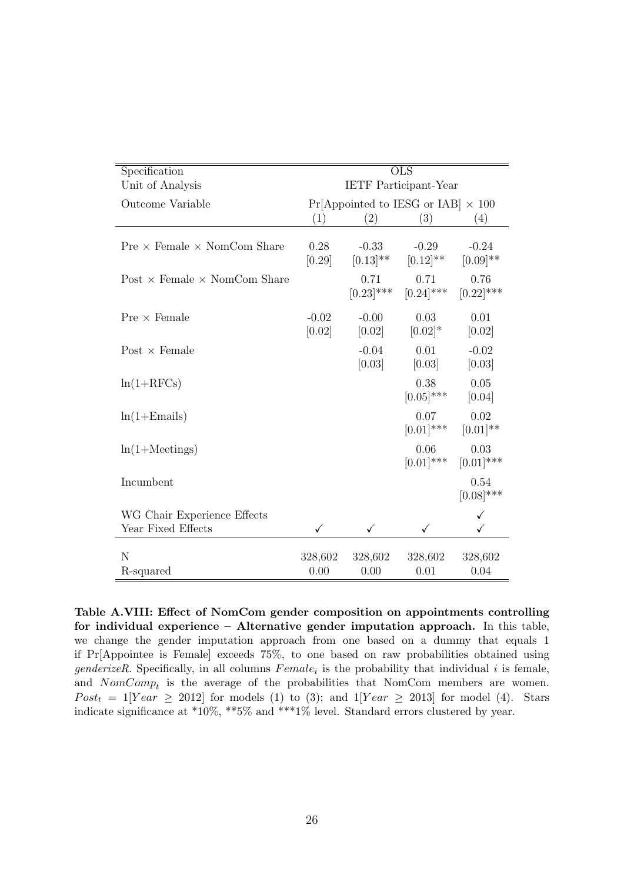| Specification | OLS | | | |
|---|---|---|---|---|
| Unit of Analysis | IETF Participant-Year | | | |
| Outcome Variable | Pr[Appointed to IESG or IAB] $\times$ 100 | | | |
| | (1) | (2) | (3) | (4) |
| Pre $\times$ Female $\times$ NomCom Share | 0.28 | -0.33 | -0.29 | -0.24 |
| | [0.29] | [0.13]** | [0.12]** | [0.09]** |
| Post $\times$ Female $\times$ NomCom Share | | 0.71 | 0.71 | 0.76 |
| | | [0.23]*** | [0.24]*** | [0.22]*** |
| Pre $\times$ Female | -0.02 | -0.00 | 0.03 | 0.01 |
| | [0.02] | [0.02] | [0.02]* | [0.02] |
| Post $\times$ Female | | -0.04 | 0.01 | -0.02 |
| | | [0.03] | [0.03] | [0.03] |
| ln(1+RFCs) | | | 0.38 | 0.05 |
| | | | [0.05]*** | [0.04] |
| ln(1+Emails) | | | 0.07 | 0.02 |
| | | | [0.01]*** | [0.01]** |
| ln(1+Meetings) | | | 0.06 | 0.03 |
| | | | [0.01]*** | [0.01]*** |
| Incumbent | | | | 0.54 |
| | | | | [0.08]*** |
| WG Chair Experience Effects | | | | ✓ |
| Year Fixed Effects | ✓ | ✓ | ✓ | ✓ |
| N | 328,602 | 328,602 | 328,602 | 328,602 |
| R-squared | 0.00 | 0.00 | 0.01 | 0.04 |

**Table A.VIII: Effect of NomCom gender composition on appointments controlling for individual experience – Alternative gender imputation approach.** In this table, we change the gender imputation approach from one based on a dummy that equals 1 if Pr[Appointee is Female] exceeds 75%, to one based on raw probabilities obtained using *genderizeR*. Specifically, in all columns $Female_i$ is the probability that individual $i$ is female, and $NomComp_t$ is the average of the probabilities that NomCom members are women. $Post_t = 1[Year \geq 2012]$ for models (1) to (3); and $1[Year \geq 2013]$ for model (4). Stars indicate significance at *10%, **5% and ***1% level. Standard errors clustered by year.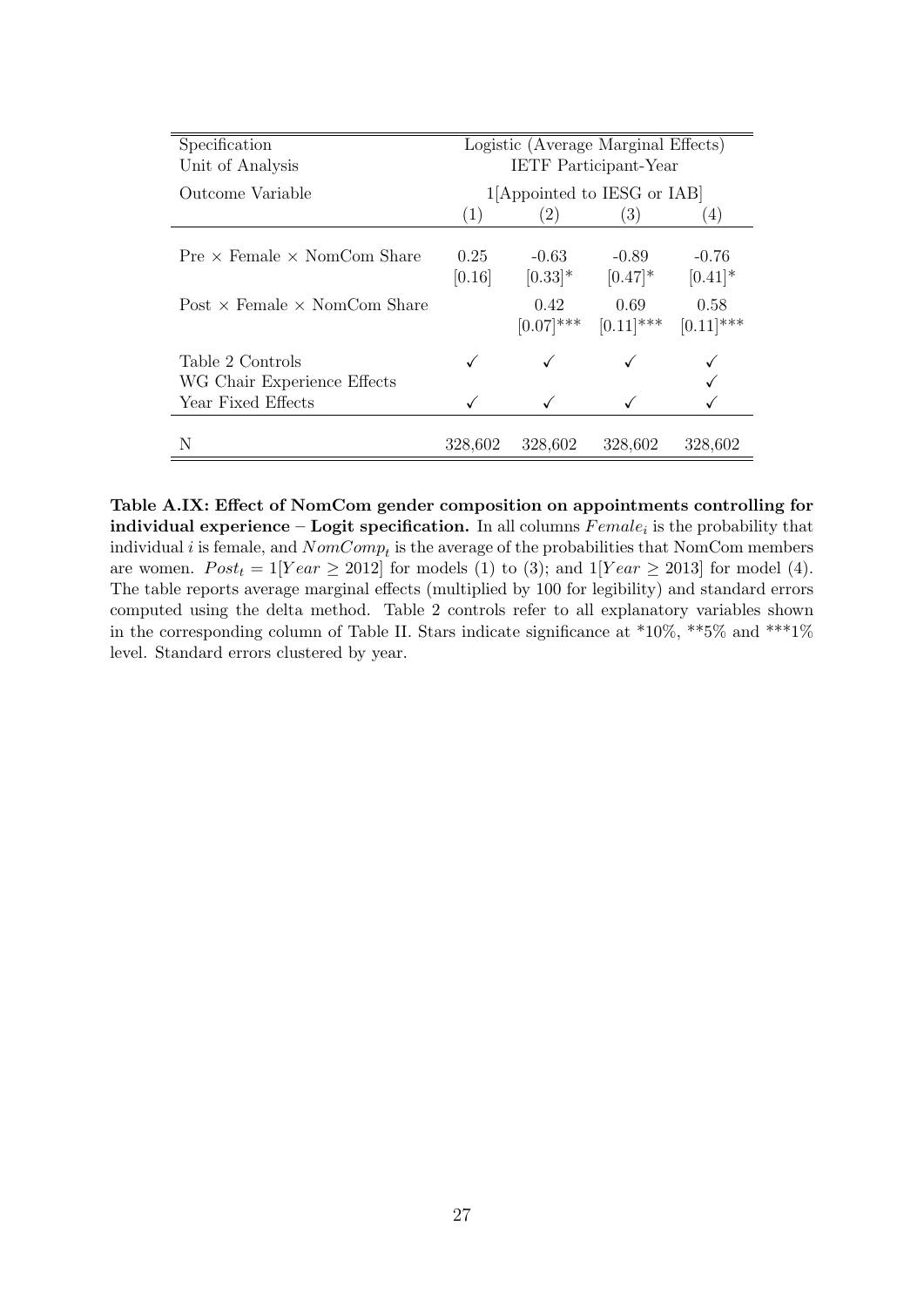| Specification | Logistic (Average Marginal Effects) | | | |
|---|---|---|---|---|
| Unit of Analysis | IETF Participant-Year | | | |
| Outcome Variable | 1[Appointed to IESG or IAB] | | | |
| | (1) | (2) | (3) | (4) |
| Pre × Female × NomCom Share | 0.25 | -0.63 | -0.89 | -0.76 |
| | [0.16] | [0.33]* | [0.47]* | [0.41]* |
| Post × Female × NomCom Share | | 0.42 | 0.69 | 0.58 |
| | | [0.07]*** | [0.11]*** | [0.11]*** |
| Table 2 Controls | ✓ | ✓ | ✓ | ✓ |
| WG Chair Experience Effects | | | | ✓ |
| Year Fixed Effects | ✓ | ✓ | ✓ | ✓ |
| N | 328,602 | 328,602 | 328,602 | 328,602 |

**Table A.IX: Effect of NomCom gender composition on appointments controlling for individual experience – Logit specification.** In all columns $Female_i$ is the probability that individual $i$ is female, and $NomComp_t$ is the average of the probabilities that NomCom members are women. $Post_t = 1[Year \geq 2012]$ for models (1) to (3); and $1[Year \geq 2013]$ for model (4). The table reports average marginal effects (multiplied by 100 for legibility) and standard errors computed using the delta method. Table 2 controls refer to all explanatory variables shown in the corresponding column of Table II. Stars indicate significance at *10%, **5% and ***1% level. Standard errors clustered by year.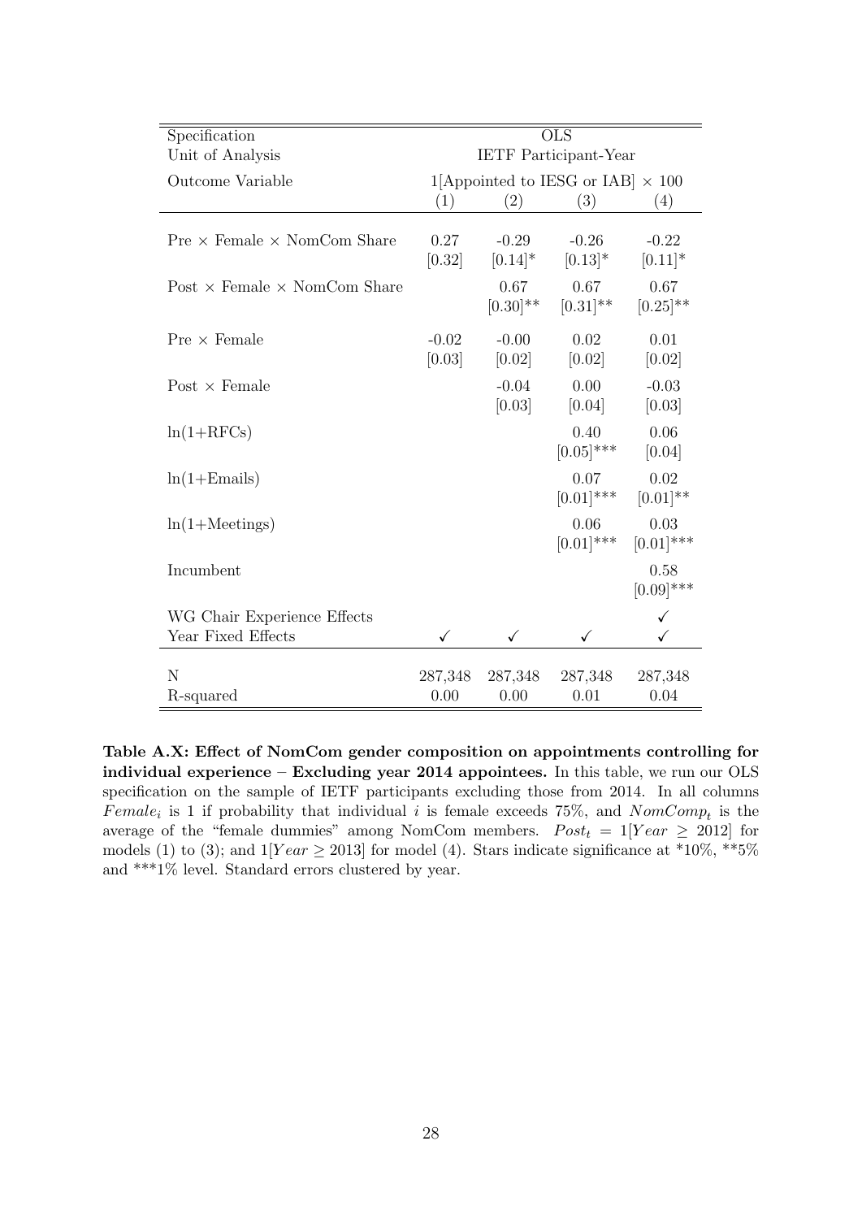| Specification | OLS | | | |
|---|---|---|---|---|
| Unit of Analysis | IETF Participant-Year | | | |
| Outcome Variable | 1[Appointed to IESG or IAB] $\times$ 100 | | | |
| | (1) | (2) | (3) | (4) |
| Pre $\times$ Female $\times$ NomCom Share | 0.27 | -0.29 | -0.26 | -0.22 |
| | [0.32] | [0.14]* | [0.13]* | [0.11]* |
| Post $\times$ Female $\times$ NomCom Share | | 0.67 | 0.67 | 0.67 |
| | | [0.30]** | [0.31]** | [0.25]** |
| Pre $\times$ Female | -0.02 | -0.00 | 0.02 | 0.01 |
| | [0.03] | [0.02] | [0.02] | [0.02] |
| Post $\times$ Female | | -0.04 | 0.00 | -0.03 |
| | | [0.03] | [0.04] | [0.03] |
| ln(1+RFCs) | | | 0.40 | 0.06 |
| | | | [0.05]*** | [0.04] |
| ln(1+Emails) | | | 0.07 | 0.02 |
| | | | [0.01]*** | [0.01]** |
| ln(1+Meetings) | | | 0.06 | 0.03 |
| | | | [0.01]*** | [0.01]*** |
| Incumbent | | | | 0.58 |
| | | | | [0.09]*** |
| WG Chair Experience Effects | | | | ✓ |
| Year Fixed Effects | ✓ | ✓ | ✓ | ✓ |
| N | 287,348 | 287,348 | 287,348 | 287,348 |
| R-squared | 0.00 | 0.00 | 0.01 | 0.04 |

**Table A.X: Effect of NomCom gender composition on appointments controlling for individual experience – Excluding year 2014 appointees.** In this table, we run our OLS specification on the sample of IETF participants excluding those from 2014. In all columns $Female_i$ is 1 if probability that individual $i$ is female exceeds 75%, and $NomComp_t$ is the average of the "female dummies" among NomCom members. $Post_t = 1[Year \geq 2012]$ for models (1) to (3); and $1[Year \geq 2013]$ for model (4). Stars indicate significance at *10%, **5% and ***1% level. Standard errors clustered by year.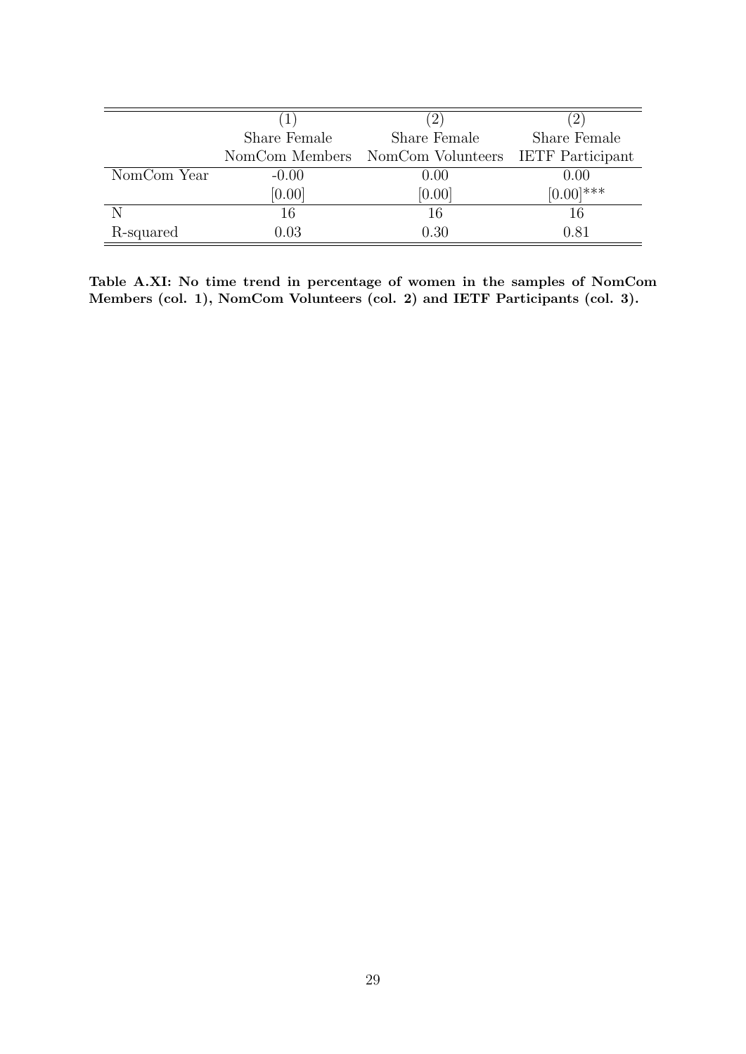| | (1) | (2) | (2) |
|---|---|---|---|
| | Share Female | Share Female | Share Female |
| | NomCom Members | NomCom Volunteers | IETF Participant |
| NomCom Year | -0.00 | 0.00 | 0.00 |
| | [0.00] | [0.00] | [0.00]*** |
| N | 16 | 16 | 16 |
| R-squared | 0.03 | 0.30 | 0.81 |

**Table A.XI: No time trend in percentage of women in the samples of NomCom Members (col. 1), NomCom Volunteers (col. 2) and IETF Participants (col. 3).**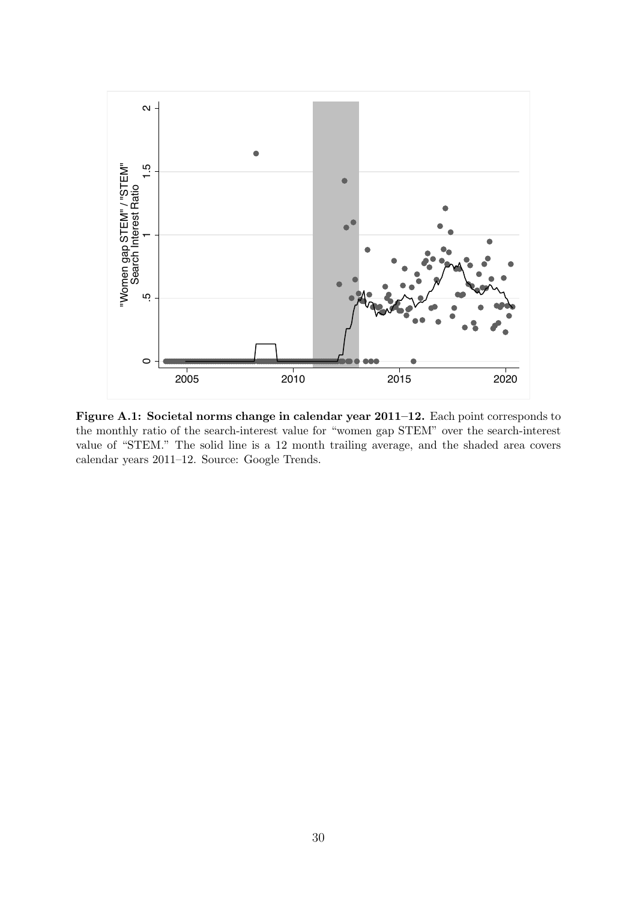**Figure A.1: Societal norms change in calendar year 2011–12.** Each point corresponds to the monthly ratio of the search-interest value for "women gap STEM" over the search-interest value of "STEM." The solid line is a 12 month trailing average, and the shaded area covers calendar years 2011–12. Source: Google Trends.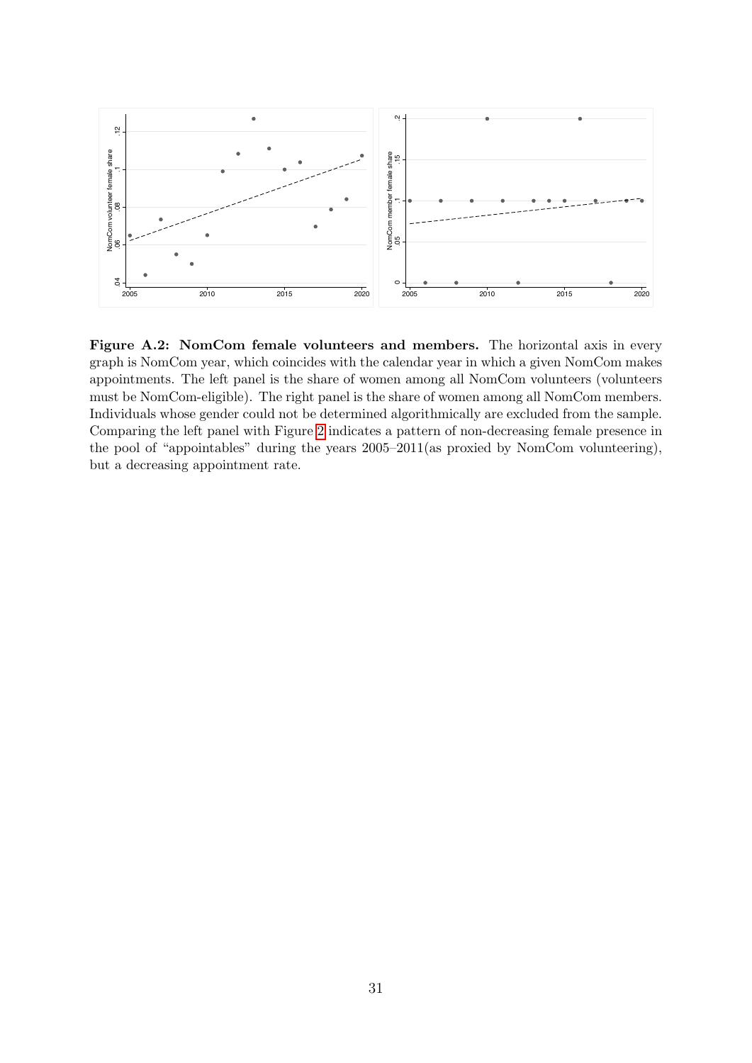**Figure A.2: NomCom female volunteers and members.** The horizontal axis in every graph is NomCom year, which coincides with the calendar year in which a given NomCom makes appointments. The left panel is the share of women among all NomCom volunteers (volunteers must be NomCom-eligible). The right panel is the share of women among all NomCom members. Individuals whose gender could not be determined algorithmically are excluded from the sample. Comparing the left panel with Figure 2 indicates a pattern of non-decreasing female presence in the pool of "appointables" during the years 2005–2011(as proxied by NomCom volunteering), but a decreasing appointment rate.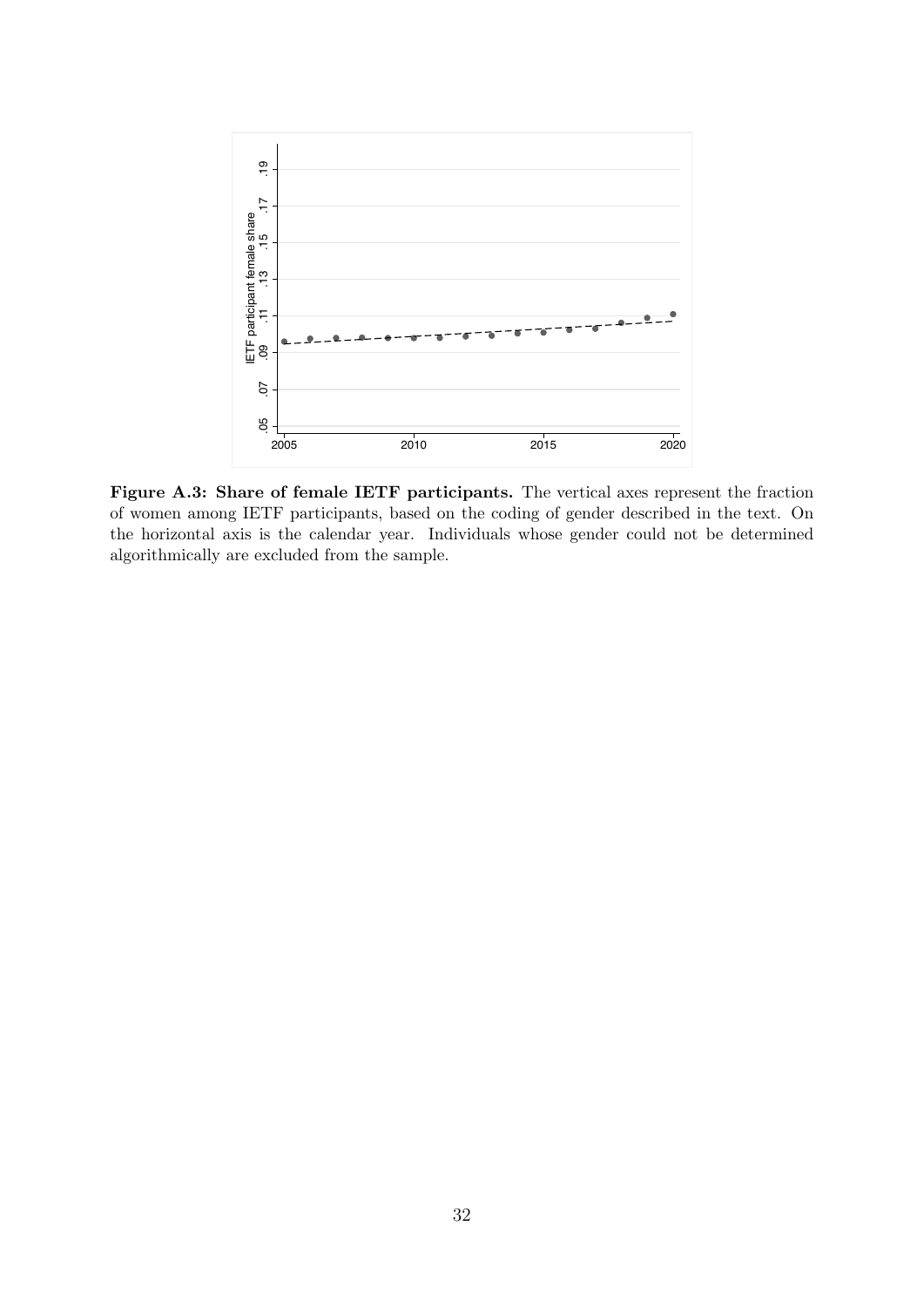IETF participant female share

.05 .07 .09 .11 .13 .15 .17 .19

2005 2010 2015 2020

**Figure A.3: Share of female IETF participants.** The vertical axes represent the fraction of women among IETF participants, based on the coding of gender described in the text. On the horizontal axis is the calendar year. Individuals whose gender could not be determined algorithmically are excluded from the sample.